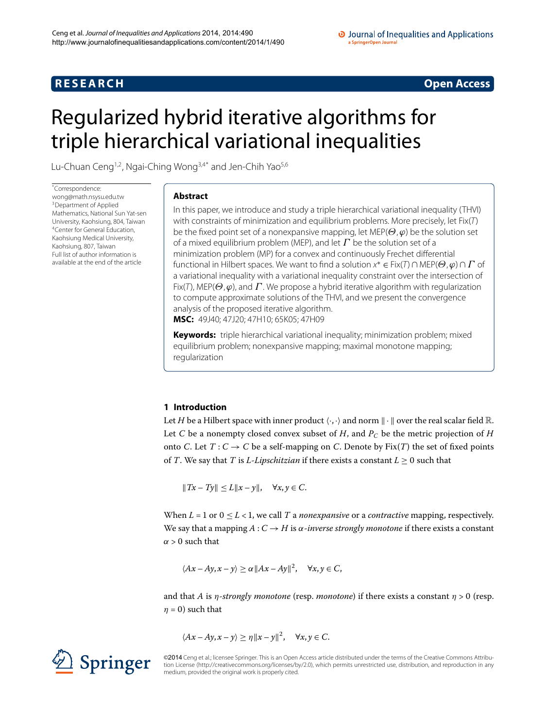RESEARCH

Open Access

# Regularized hybrid iterative algorithms for triple hierarchical variational inequalities

Lu-Chuan Ceng[1,2], Ngai-Ching Wong[3,4*] and Jen-Chih Yao[5,6]

*Correspondence: wong@math.nsysu.edu.tw
[3]Department of Applied Mathematics, National Sun Yat-sen University, Kaohsiung, 804, Taiwan
[4]Center for General Education, Kaohsiung Medical University, Kaohsiung, 807, Taiwan
Full list of author information is available at the end of the article

## Abstract

In this paper, we introduce and study a triple hierarchical variational inequality (THVI) with constraints of minimization and equilibrium problems. More precisely, let $\mathrm{Fix}(T)$ be the fixed point set of a nonexpansive mapping, let $\mathrm{MEP}(\Theta, \varphi)$ be the solution set of a mixed equilibrium problem (MEP), and let $\Gamma$ be the solution set of a minimization problem (MP) for a convex and continuously Frechet differential functional in Hilbert spaces. We want to find a solution $x^* \in \mathrm{Fix}(T) \cap \mathrm{MEP}(\Theta, \varphi) \cap \Gamma$ of a variational inequality with a variational inequality constraint over the intersection of $\mathrm{Fix}(T)$, $\mathrm{MEP}(\Theta, \varphi)$, and $\Gamma$. We propose a hybrid iterative algorithm with regularization to compute approximate solutions of the THVI, and we present the convergence analysis of the proposed iterative algorithm.

**MSC:** 49J40; 47J20; 47H10; 65K05; 47H09

**Keywords:** triple hierarchical variational inequality; minimization problem; mixed equilibrium problem; nonexpansive mapping; maximal monotone mapping; regularization

## 1 Introduction

Let $H$ be a Hilbert space with inner product $\langle \cdot, \cdot \rangle$ and norm $\|\cdot\|$ over the real scalar field $\mathbb{R}$. Let $C$ be a nonempty closed convex subset of $H$, and $P_C$ be the metric projection of $H$ onto $C$. Let $T : C \to C$ be a self-mapping on $C$. Denote by $\mathrm{Fix}(T)$ the set of fixed points of $T$. We say that $T$ is *L-Lipschitzian* if there exists a constant $L \geq 0$ such that

$$\|Tx - Ty\| \leq L\|x - y\|, \quad \forall x, y \in C.$$

When $L = 1$ or $0 \leq L < 1$, we call $T$ a *nonexpansive* or a *contractive* mapping, respectively. We say that a mapping $A : C \to H$ is $\alpha$*-inverse strongly monotone* if there exists a constant $\alpha > 0$ such that

$$\langle Ax - Ay, x - y \rangle \geq \alpha\|Ax - Ay\|^2, \quad \forall x, y \in C,$$

and that $A$ is $\eta$*-strongly monotone* (resp. *monotone*) if there exists a constant $\eta > 0$ (resp. $\eta = 0$) such that

$$\langle Ax - Ay, x - y \rangle \geq \eta\|x - y\|^2, \quad \forall x, y \in C.$$

©2014 Ceng et al.; licensee Springer. This is an Open Access article distributed under the terms of the Creative Commons Attribution License (http://creativecommons.org/licenses/by/2.0), which permits unrestricted use, distribution, and reproduction in any medium, provided the original work is properly cited.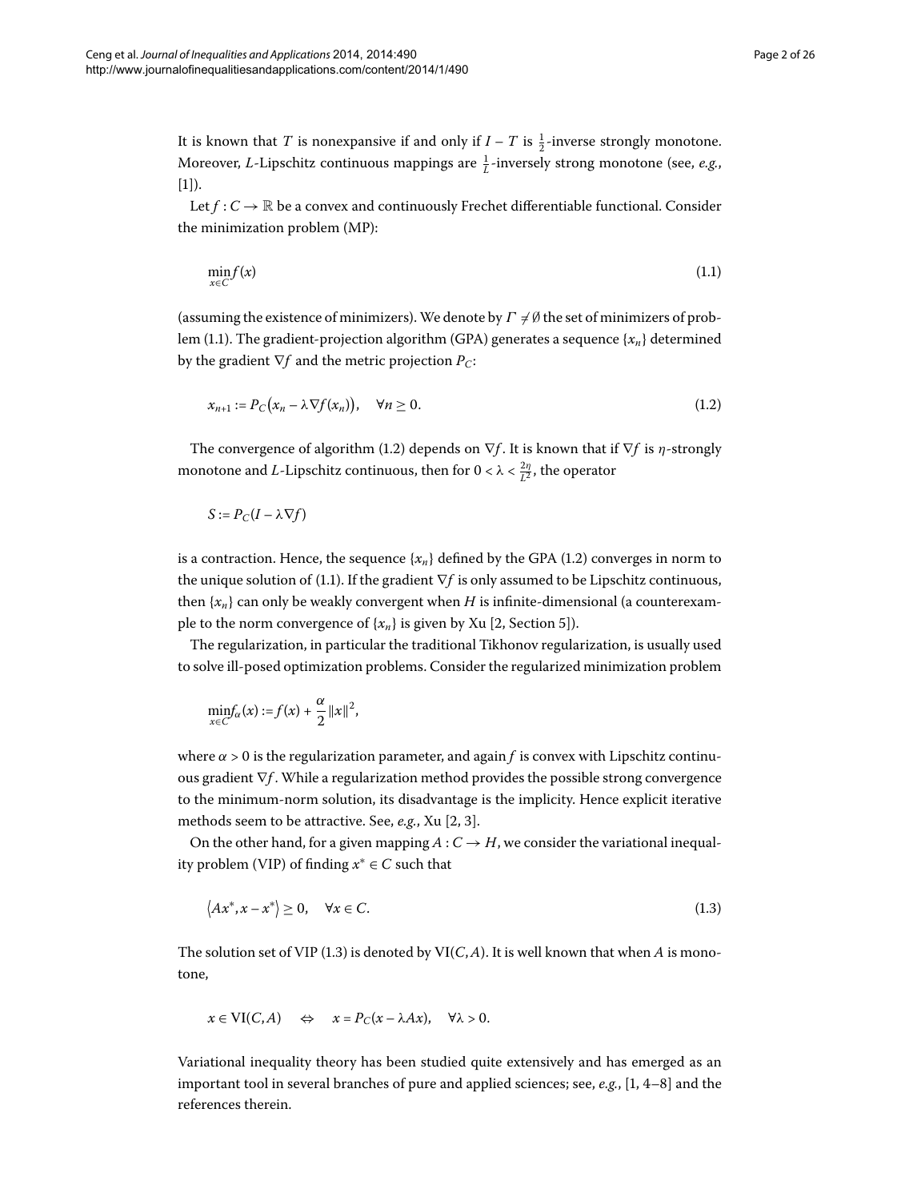It is known that $T$ is nonexpansive if and only if $I - T$ is $\frac{1}{2}$-inverse strongly monotone. Moreover, $L$-Lipschitz continuous mappings are $\frac{1}{L}$-inversely strong monotone (see, *e.g.*, [1]).

Let $f : C \to \mathbb{R}$ be a convex and continuously Frechet differentiable functional. Consider the minimization problem (MP):

$$\min_{x \in C} f(x) \tag{1.1}$$

(assuming the existence of minimizers). We denote by $\Gamma \neq \emptyset$ the set of minimizers of problem (1.1). The gradient-projection algorithm (GPA) generates a sequence $\{x_n\}$ determined by the gradient $\nabla f$ and the metric projection $P_C$:

$$x_{n+1} := P_C\big(x_n - \lambda \nabla f(x_n)\big), \quad \forall n \geq 0. \tag{1.2}$$

The convergence of algorithm (1.2) depends on $\nabla f$. It is known that if $\nabla f$ is $\eta$-strongly monotone and $L$-Lipschitz continuous, then for $0 < \lambda < \frac{2\eta}{L^2}$, the operator

$$S := P_C(I - \lambda \nabla f)$$

is a contraction. Hence, the sequence $\{x_n\}$ defined by the GPA (1.2) converges in norm to the unique solution of (1.1). If the gradient $\nabla f$ is only assumed to be Lipschitz continuous, then $\{x_n\}$ can only be weakly convergent when $H$ is infinite-dimensional (a counterexample to the norm convergence of $\{x_n\}$ is given by Xu [2, Section 5]).

The regularization, in particular the traditional Tikhonov regularization, is usually used to solve ill-posed optimization problems. Consider the regularized minimization problem

$$\min_{x \in C} f_\alpha(x) := f(x) + \frac{\alpha}{2}\|x\|^2,$$

where $\alpha > 0$ is the regularization parameter, and again $f$ is convex with Lipschitz continuous gradient $\nabla f$. While a regularization method provides the possible strong convergence to the minimum-norm solution, its disadvantage is the implicity. Hence explicit iterative methods seem to be attractive. See, *e.g.*, Xu [2, 3].

On the other hand, for a given mapping $A : C \to H$, we consider the variational inequality problem (VIP) of finding $x^* \in C$ such that

$$\langle Ax^*, x - x^* \rangle \geq 0, \quad \forall x \in C. \tag{1.3}$$

The solution set of VIP (1.3) is denoted by $\mathrm{VI}(C, A)$. It is well known that when $A$ is monotone,

$$x \in \mathrm{VI}(C, A) \quad \Leftrightarrow \quad x = P_C(x - \lambda Ax), \quad \forall \lambda > 0.$$

Variational inequality theory has been studied quite extensively and has emerged as an important tool in several branches of pure and applied sciences; see, *e.g.*, [1, 4–8] and the references therein.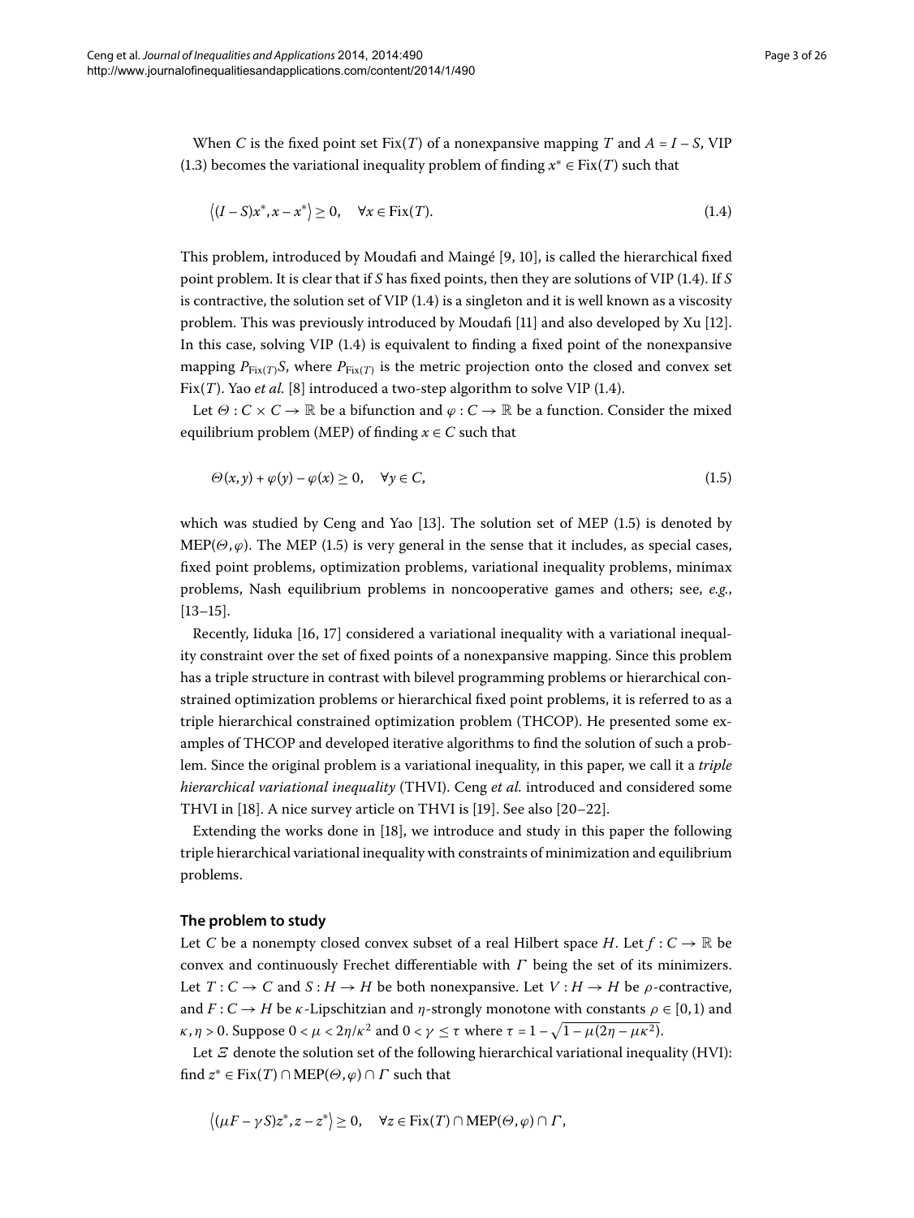When $C$ is the fixed point set $\mathrm{Fix}(T)$ of a nonexpansive mapping $T$ and $A = I - S$, VIP (1.3) becomes the variational inequality problem of finding $x^* \in \mathrm{Fix}(T)$ such that

$$\langle (I - S)x^*, x - x^* \rangle \geq 0, \quad \forall x \in \mathrm{Fix}(T). \tag{1.4}$$

This problem, introduced by Moudafi and Maingé [9, 10], is called the hierarchical fixed point problem. It is clear that if $S$ has fixed points, then they are solutions of VIP (1.4). If $S$ is contractive, the solution set of VIP (1.4) is a singleton and it is well known as a viscosity problem. This was previously introduced by Moudafi [11] and also developed by Xu [12]. In this case, solving VIP (1.4) is equivalent to finding a fixed point of the nonexpansive mapping $P_{\mathrm{Fix}(T)}S$, where $P_{\mathrm{Fix}(T)}$ is the metric projection onto the closed and convex set $\mathrm{Fix}(T)$. Yao *et al.* [8] introduced a two-step algorithm to solve VIP (1.4).

Let $\Theta : C \times C \to \mathbb{R}$ be a bifunction and $\varphi : C \to \mathbb{R}$ be a function. Consider the mixed equilibrium problem (MEP) of finding $x \in C$ such that

$$\Theta(x, y) + \varphi(y) - \varphi(x) \geq 0, \quad \forall y \in C, \tag{1.5}$$

which was studied by Ceng and Yao [13]. The solution set of MEP (1.5) is denoted by $\mathrm{MEP}(\Theta, \varphi)$. The MEP (1.5) is very general in the sense that it includes, as special cases, fixed point problems, optimization problems, variational inequality problems, minimax problems, Nash equilibrium problems in noncooperative games and others; see, *e.g.*, [13–15].

Recently, Iiduka [16, 17] considered a variational inequality with a variational inequality constraint over the set of fixed points of a nonexpansive mapping. Since this problem has a triple structure in contrast with bilevel programming problems or hierarchical constrained optimization problems or hierarchical fixed point problems, it is referred to as a triple hierarchical constrained optimization problem (THCOP). He presented some examples of THCOP and developed iterative algorithms to find the solution of such a problem. Since the original problem is a variational inequality, in this paper, we call it a *triple hierarchical variational inequality* (THVI). Ceng *et al.* introduced and considered some THVI in [18]. A nice survey article on THVI is [19]. See also [20–22].

Extending the works done in [18], we introduce and study in this paper the following triple hierarchical variational inequality with constraints of minimization and equilibrium problems.

### The problem to study

Let $C$ be a nonempty closed convex subset of a real Hilbert space $H$. Let $f : C \to \mathbb{R}$ be convex and continuously Frechet differentiable with $\Gamma$ being the set of its minimizers. Let $T : C \to C$ and $S : H \to H$ be both nonexpansive. Let $V : H \to H$ be $\rho$-contractive, and $F : C \to H$ be $\kappa$-Lipschitzian and $\eta$-strongly monotone with constants $\rho \in [0, 1)$ and $\kappa, \eta > 0$. Suppose $0 < \mu < 2\eta/\kappa^2$ and $0 < \gamma \leq \tau$ where $\tau = 1 - \sqrt{1 - \mu(2\eta - \mu\kappa^2)}$.

Let $\Xi$ denote the solution set of the following hierarchical variational inequality (HVI): find $z^* \in \mathrm{Fix}(T) \cap \mathrm{MEP}(\Theta, \varphi) \cap \Gamma$ such that

$$\langle (\mu F - \gamma S)z^*, z - z^* \rangle \geq 0, \quad \forall z \in \mathrm{Fix}(T) \cap \mathrm{MEP}(\Theta, \varphi) \cap \Gamma,$$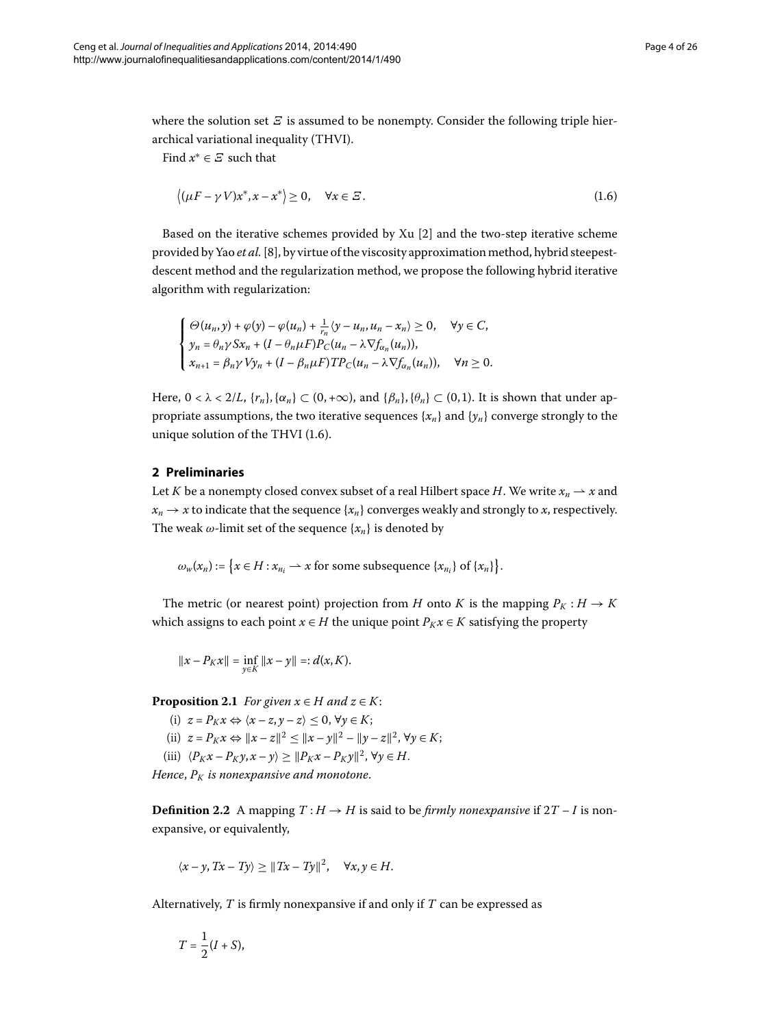where the solution set $\Xi$ is assumed to be nonempty. Consider the following triple hierarchical variational inequality (THVI).

Find $x^* \in \Xi$ such that

$$\langle (\mu F - \gamma V)x^*, x - x^* \rangle \geq 0, \quad \forall x \in \Xi. \tag{1.6}$$

Based on the iterative schemes provided by Xu [2] and the two-step iterative scheme provided by Yao *et al.* [8], by virtue of the viscosity approximation method, hybrid steepest-descent method and the regularization method, we propose the following hybrid iterative algorithm with regularization:

$$\begin{cases} \Theta(u_n, y) + \varphi(y) - \varphi(u_n) + \frac{1}{r_n}\langle y - u_n, u_n - x_n \rangle \geq 0, \quad \forall y \in C, \\ y_n = \theta_n \gamma S x_n + (I - \theta_n \mu F) P_C(u_n - \lambda \nabla f_{\alpha_n}(u_n)), \\ x_{n+1} = \beta_n \gamma V y_n + (I - \beta_n \mu F) T P_C(u_n - \lambda \nabla f_{\alpha_n}(u_n)), \quad \forall n \geq 0. \end{cases}$$

Here, $0 < \lambda < 2/L$, $\{r_n\}, \{\alpha_n\} \subset (0, +\infty)$, and $\{\beta_n\}, \{\theta_n\} \subset (0,1)$. It is shown that under appropriate assumptions, the two iterative sequences $\{x_n\}$ and $\{y_n\}$ converge strongly to the unique solution of the THVI (1.6).

## 2 Preliminaries

Let $K$ be a nonempty closed convex subset of a real Hilbert space $H$. We write $x_n \rightharpoonup x$ and $x_n \to x$ to indicate that the sequence $\{x_n\}$ converges weakly and strongly to $x$, respectively. The weak $\omega$-limit set of the sequence $\{x_n\}$ is denoted by

$$\omega_w(x_n) := \{x \in H : x_{n_i} \rightharpoonup x \text{ for some subsequence } \{x_{n_i}\} \text{ of } \{x_n\}\}.$$

The metric (or nearest point) projection from $H$ onto $K$ is the mapping $P_K : H \to K$ which assigns to each point $x \in H$ the unique point $P_K x \in K$ satisfying the property

$$\|x - P_K x\| = \inf_{y \in K} \|x - y\| =: d(x, K).$$

**Proposition 2.1** *For given $x \in H$ and $z \in K$:*

(i) $z = P_K x \Leftrightarrow \langle x - z, y - z \rangle \leq 0$, $\forall y \in K$;

(ii) $z = P_K x \Leftrightarrow \|x - z\|^2 \leq \|x - y\|^2 - \|y - z\|^2$, $\forall y \in K$;

(iii) $\langle P_K x - P_K y, x - y \rangle \geq \|P_K x - P_K y\|^2$, $\forall y \in H$.

*Hence, $P_K$ is nonexpansive and monotone.*

**Definition 2.2** A mapping $T : H \to H$ is said to be *firmly nonexpansive* if $2T - I$ is nonexpansive, or equivalently,

$$\langle x - y, Tx - Ty \rangle \geq \|Tx - Ty\|^2, \quad \forall x, y \in H.$$

Alternatively, $T$ is firmly nonexpansive if and only if $T$ can be expressed as

$$T = \frac{1}{2}(I + S),$$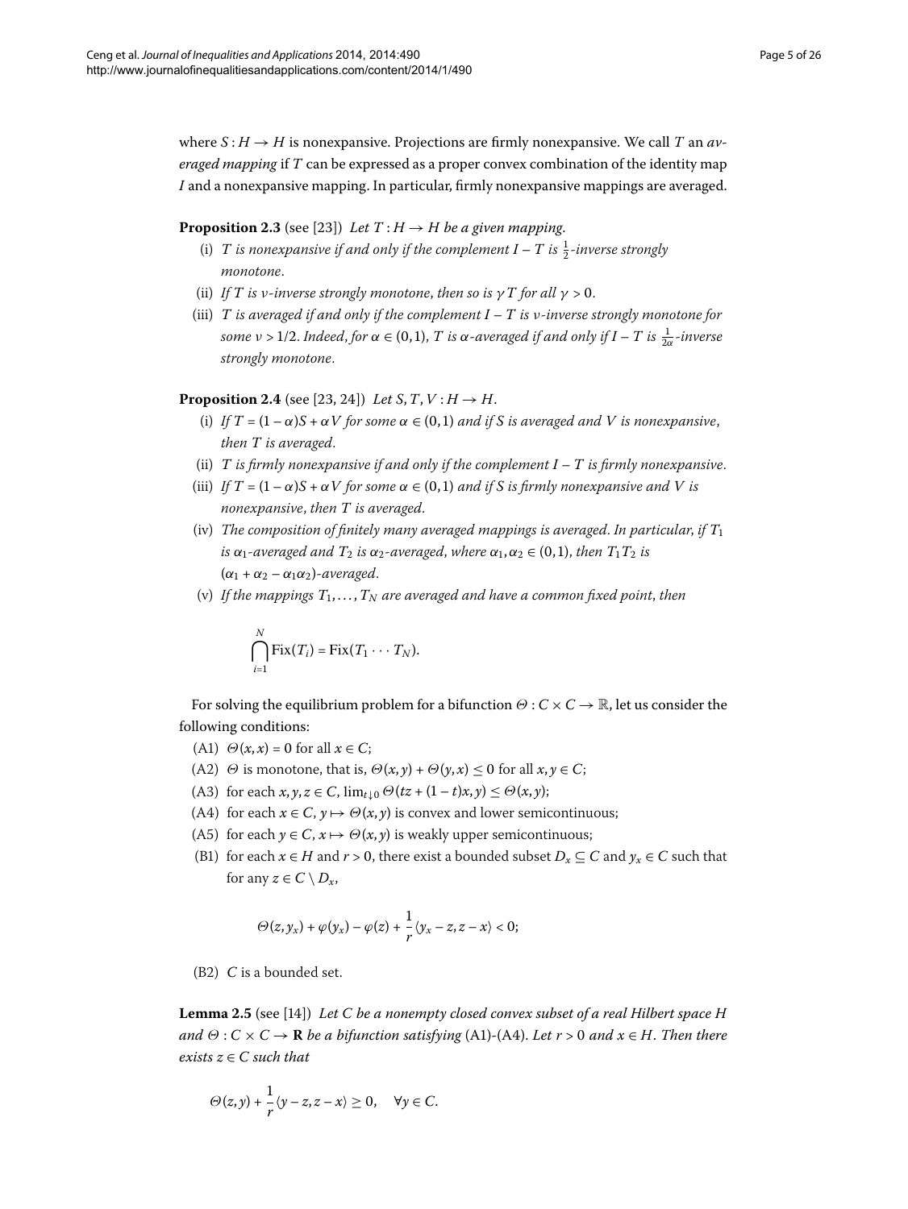where $S : H \to H$ is nonexpansive. Projections are firmly nonexpansive. We call $T$ an *averaged mapping* if $T$ can be expressed as a proper convex combination of the identity map $I$ and a nonexpansive mapping. In particular, firmly nonexpansive mappings are averaged.

**Proposition 2.3** (see [23]) *Let $T : H \to H$ be a given mapping.*

- (i) *$T$ is nonexpansive if and only if the complement $I - T$ is $\frac{1}{2}$-inverse strongly monotone.*
- (ii) *If $T$ is $\nu$-inverse strongly monotone, then so is $\gamma T$ for all $\gamma > 0$.*
- (iii) *$T$ is averaged if and only if the complement $I - T$ is $\nu$-inverse strongly monotone for some $\nu > 1/2$. Indeed, for $\alpha \in (0,1)$, $T$ is $\alpha$-averaged if and only if $I - T$ is $\frac{1}{2\alpha}$-inverse strongly monotone.*

**Proposition 2.4** (see [23, 24]) *Let $S, T, V : H \to H$.*

- (i) *If $T = (1-\alpha)S + \alpha V$ for some $\alpha \in (0,1)$ and if $S$ is averaged and $V$ is nonexpansive, then $T$ is averaged.*
- (ii) *$T$ is firmly nonexpansive if and only if the complement $I - T$ is firmly nonexpansive.*
- (iii) *If $T = (1-\alpha)S + \alpha V$ for some $\alpha \in (0,1)$ and if $S$ is firmly nonexpansive and $V$ is nonexpansive, then $T$ is averaged.*
- (iv) *The composition of finitely many averaged mappings is averaged. In particular, if $T_1$ is $\alpha_1$-averaged and $T_2$ is $\alpha_2$-averaged, where $\alpha_1, \alpha_2 \in (0,1)$, then $T_1T_2$ is $(\alpha_1 + \alpha_2 - \alpha_1\alpha_2)$-averaged.*
- (v) *If the mappings $T_1, \dots, T_N$ are averaged and have a common fixed point, then*

$$\bigcap_{i=1}^{N} \mathrm{Fix}(T_i) = \mathrm{Fix}(T_1 \cdots T_N).$$

For solving the equilibrium problem for a bifunction $\Theta : C \times C \to \mathbb{R}$, let us consider the following conditions:

- (A1) $\Theta(x,x) = 0$ for all $x \in C$;
- (A2) $\Theta$ is monotone, that is, $\Theta(x,y) + \Theta(y,x) \le 0$ for all $x, y \in C$;
- (A3) for each $x, y, z \in C$, $\lim_{t\downarrow 0} \Theta(tz + (1-t)x, y) \le \Theta(x,y)$;
- (A4) for each $x \in C$, $y \mapsto \Theta(x,y)$ is convex and lower semicontinuous;
- (A5) for each $y \in C$, $x \mapsto \Theta(x,y)$ is weakly upper semicontinuous;
- (B1) for each $x \in H$ and $r > 0$, there exist a bounded subset $D_x \subseteq C$ and $y_x \in C$ such that for any $z \in C \setminus D_x$,

$$\Theta(z, y_x) + \varphi(y_x) - \varphi(z) + \frac{1}{r}\langle y_x - z, z - x\rangle < 0;$$

- (B2) $C$ is a bounded set.

**Lemma 2.5** (see [14]) *Let $C$ be a nonempty closed convex subset of a real Hilbert space $H$ and $\Theta : C \times C \to \mathbf{R}$ be a bifunction satisfying* (A1)-(A4). *Let $r > 0$ and $x \in H$. Then there exists $z \in C$ such that*

$$\Theta(z,y) + \frac{1}{r}\langle y - z, z - x\rangle \ge 0, \quad \forall y \in C.$$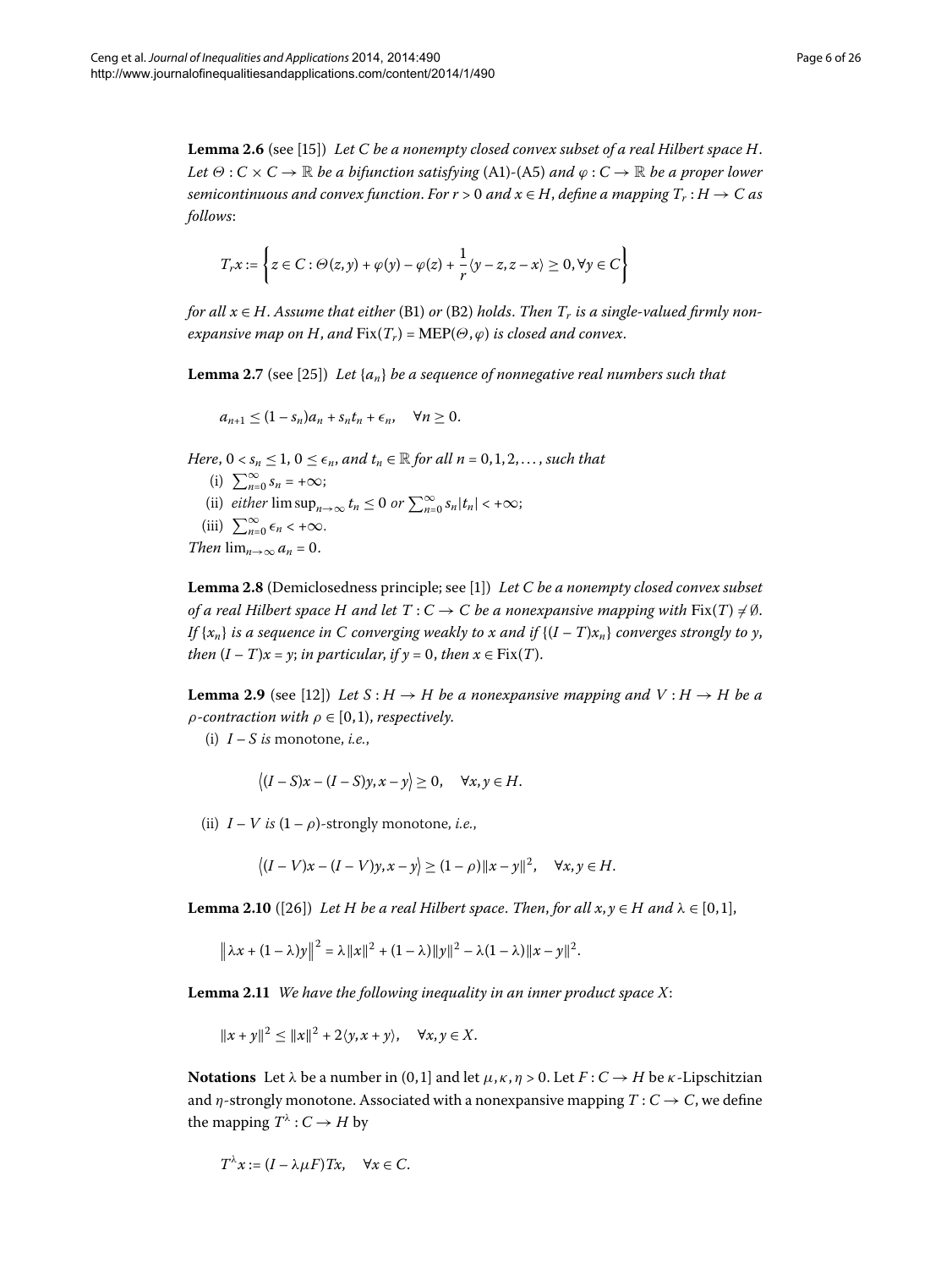**Lemma 2.6** (see [15]) *Let $C$ be a nonempty closed convex subset of a real Hilbert space $H$. Let $\Theta : C \times C \to \mathbb{R}$ be a bifunction satisfying* (A1)-(A5) *and $\varphi : C \to \mathbb{R}$ be a proper lower semicontinuous and convex function. For $r > 0$ and $x \in H$, define a mapping $T_r : H \to C$ as follows*:

$$T_r x := \left\{ z \in C : \Theta(z,y) + \varphi(y) - \varphi(z) + \frac{1}{r}\langle y - z, z - x \rangle \geq 0, \forall y \in C \right\}$$

*for all $x \in H$. Assume that either* (B1) *or* (B2) *holds. Then $T_r$ is a single-valued firmly nonexpansive map on $H$, and $\mathrm{Fix}(T_r) = \mathrm{MEP}(\Theta, \varphi)$ is closed and convex.*

**Lemma 2.7** (see [25]) *Let $\{a_n\}$ be a sequence of nonnegative real numbers such that*

$$a_{n+1} \leq (1 - s_n)a_n + s_n t_n + \epsilon_n, \quad \forall n \geq 0.$$

*Here, $0 < s_n \leq 1$, $0 \leq \epsilon_n$, and $t_n \in \mathbb{R}$ for all $n = 0, 1, 2, \dots$, such that*

(i) $\sum_{n=0}^{\infty} s_n = +\infty$;

(ii) *either* $\limsup_{n\to\infty} t_n \leq 0$ *or* $\sum_{n=0}^{\infty} s_n|t_n| < +\infty$;

(iii) $\sum_{n=0}^{\infty} \epsilon_n < +\infty$.

*Then* $\lim_{n\to\infty} a_n = 0$.

**Lemma 2.8** (Demiclosedness principle; see [1]) *Let $C$ be a nonempty closed convex subset of a real Hilbert space $H$ and let $T : C \to C$ be a nonexpansive mapping with $\mathrm{Fix}(T) \neq \emptyset$. If $\{x_n\}$ is a sequence in $C$ converging weakly to $x$ and if $\{(I - T)x_n\}$ converges strongly to $y$, then $(I - T)x = y$; in particular, if $y = 0$, then $x \in \mathrm{Fix}(T)$.*

**Lemma 2.9** (see [12]) *Let $S : H \to H$ be a nonexpansive mapping and $V : H \to H$ be a $\rho$-contraction with $\rho \in [0, 1)$, respectively.*

(i) *$I - S$ is* monotone, *i.e.*,

$$\langle (I - S)x - (I - S)y, x - y \rangle \geq 0, \quad \forall x, y \in H.$$

(ii) *$I - V$ is* $(1 - \rho)$-strongly monotone, *i.e.*,

$$\langle (I - V)x - (I - V)y, x - y \rangle \geq (1 - \rho)\|x - y\|^2, \quad \forall x, y \in H.$$

**Lemma 2.10** ([26]) *Let $H$ be a real Hilbert space. Then, for all $x, y \in H$ and $\lambda \in [0, 1]$,*

$$\left\| \lambda x + (1 - \lambda)y \right\|^2 = \lambda\|x\|^2 + (1 - \lambda)\|y\|^2 - \lambda(1 - \lambda)\|x - y\|^2.$$

**Lemma 2.11** *We have the following inequality in an inner product space $X$*:

$$\|x + y\|^2 \leq \|x\|^2 + 2\langle y, x + y \rangle, \quad \forall x, y \in X.$$

**Notations** Let $\lambda$ be a number in $(0, 1]$ and let $\mu, \kappa, \eta > 0$. Let $F : C \to H$ be $\kappa$-Lipschitzian and $\eta$-strongly monotone. Associated with a nonexpansive mapping $T : C \to C$, we define the mapping $T^\lambda : C \to H$ by

$$T^\lambda x := (I - \lambda\mu F)Tx, \quad \forall x \in C.$$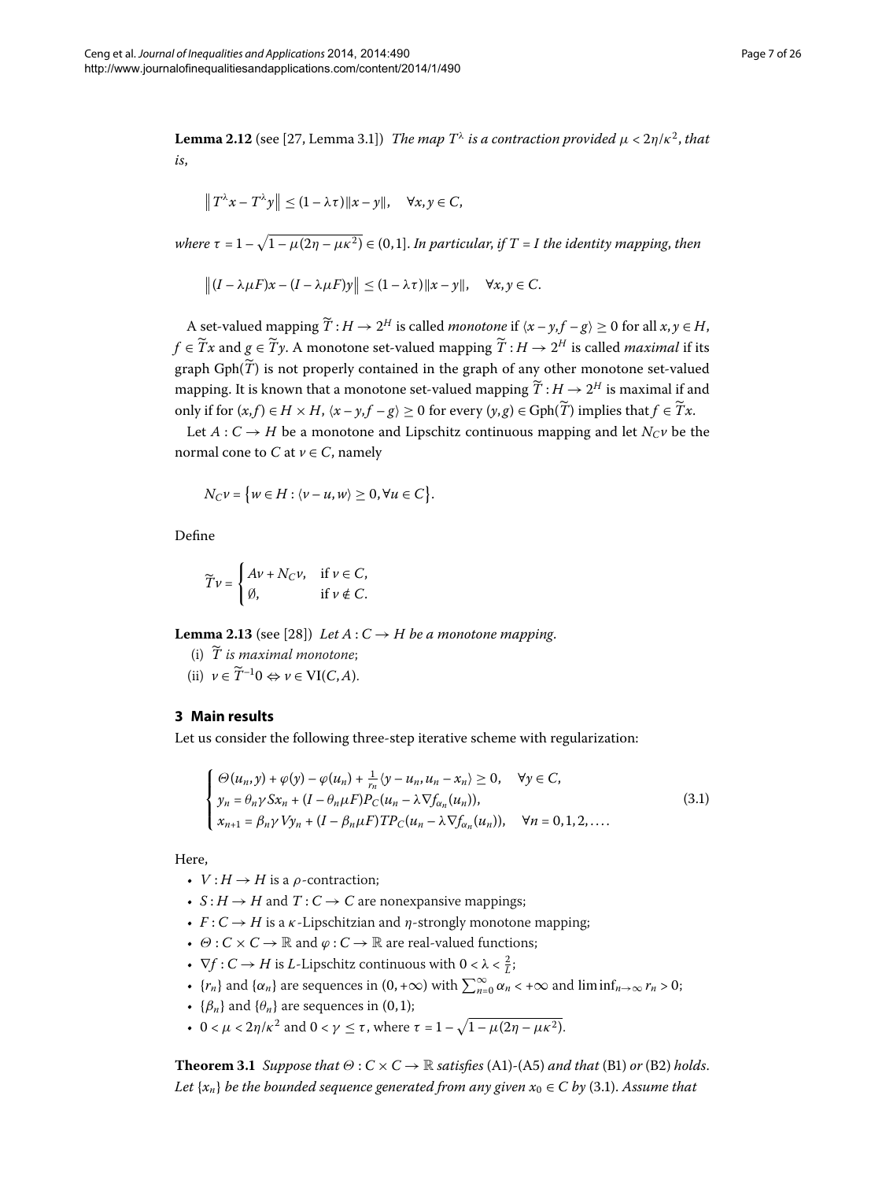**Lemma 2.12** (see [27, Lemma 3.1]) *The map $T^\lambda$ is a contraction provided $\mu < 2\eta/\kappa^2$, that is*,

$$\left\| T^\lambda x - T^\lambda y \right\| \le (1 - \lambda\tau)\|x - y\|, \quad \forall x, y \in C,$$

*where $\tau = 1 - \sqrt{1 - \mu(2\eta - \mu\kappa^2)} \in (0, 1]$. In particular, if $T = I$ the identity mapping, then*

$$\left\| (I - \lambda\mu F)x - (I - \lambda\mu F)y \right\| \le (1 - \lambda\tau)\|x - y\|, \quad \forall x, y \in C.$$

A set-valued mapping $\widetilde{T} : H \to 2^H$ is called *monotone* if $\langle x - y, f - g\rangle \ge 0$ for all $x, y \in H$, $f \in \widetilde{T}x$ and $g \in \widetilde{T}y$. A monotone set-valued mapping $\widetilde{T} : H \to 2^H$ is called *maximal* if its graph $\mathrm{Gph}(\widetilde{T})$ is not properly contained in the graph of any other monotone set-valued mapping. It is known that a monotone set-valued mapping $\widetilde{T} : H \to 2^H$ is maximal if and only if for $(x, f) \in H \times H$, $\langle x - y, f - g\rangle \ge 0$ for every $(y, g) \in \mathrm{Gph}(\widetilde{T})$ implies that $f \in \widetilde{T}x$.

Let $A : C \to H$ be a monotone and Lipschitz continuous mapping and let $N_C v$ be the normal cone to $C$ at $v \in C$, namely

$$N_C v = \left\{ w \in H : \langle v - u, w\rangle \ge 0, \forall u \in C \right\}.$$

Define

$$\widetilde{T}v = \begin{cases} Av + N_C v, & \text{if } v \in C, \\ \emptyset, & \text{if } v \notin C. \end{cases}$$

**Lemma 2.13** (see [28]) *Let $A : C \to H$ be a monotone mapping.*

(i) *$\widetilde{T}$ is maximal monotone*;

(ii) *$v \in \widetilde{T}^{-1}0 \Leftrightarrow v \in \mathrm{VI}(C, A)$.*

## 3 Main results

Let us consider the following three-step iterative scheme with regularization:

$$\begin{cases} \Theta(u_n, y) + \varphi(y) - \varphi(u_n) + \frac{1}{r_n}\langle y - u_n, u_n - x_n\rangle \ge 0, \quad \forall y \in C, \\ y_n = \theta_n \gamma S x_n + (I - \theta_n \mu F) P_C(u_n - \lambda \nabla f_{\alpha_n}(u_n)), \\ x_{n+1} = \beta_n \gamma V y_n + (I - \beta_n \mu F) T P_C(u_n - \lambda \nabla f_{\alpha_n}(u_n)), \quad \forall n = 0, 1, 2, \ldots. \end{cases} \tag{3.1}$$

Here,

- $V : H \to H$ is a $\rho$-contraction;
- $S : H \to H$ and $T : C \to C$ are nonexpansive mappings;
- $F : C \to H$ is a $\kappa$-Lipschitzian and $\eta$-strongly monotone mapping;
- $\Theta : C \times C \to \mathbb{R}$ and $\varphi : C \to \mathbb{R}$ are real-valued functions;
- $\nabla f : C \to H$ is $L$-Lipschitz continuous with $0 < \lambda < \frac{2}{L}$;
- $\{r_n\}$ and $\{\alpha_n\}$ are sequences in $(0, +\infty)$ with $\sum_{n=0}^{\infty} \alpha_n < +\infty$ and $\liminf_{n\to\infty} r_n > 0$;
- $\{\beta_n\}$ and $\{\theta_n\}$ are sequences in $(0, 1)$;
- $0 < \mu < 2\eta/\kappa^2$ and $0 < \gamma \le \tau$, where $\tau = 1 - \sqrt{1 - \mu(2\eta - \mu\kappa^2)}$.

**Theorem 3.1** *Suppose that $\Theta : C \times C \to \mathbb{R}$ satisfies (A1)-(A5) and that (B1) or (B2) holds. Let $\{x_n\}$ be the bounded sequence generated from any given $x_0 \in C$ by (3.1). Assume that*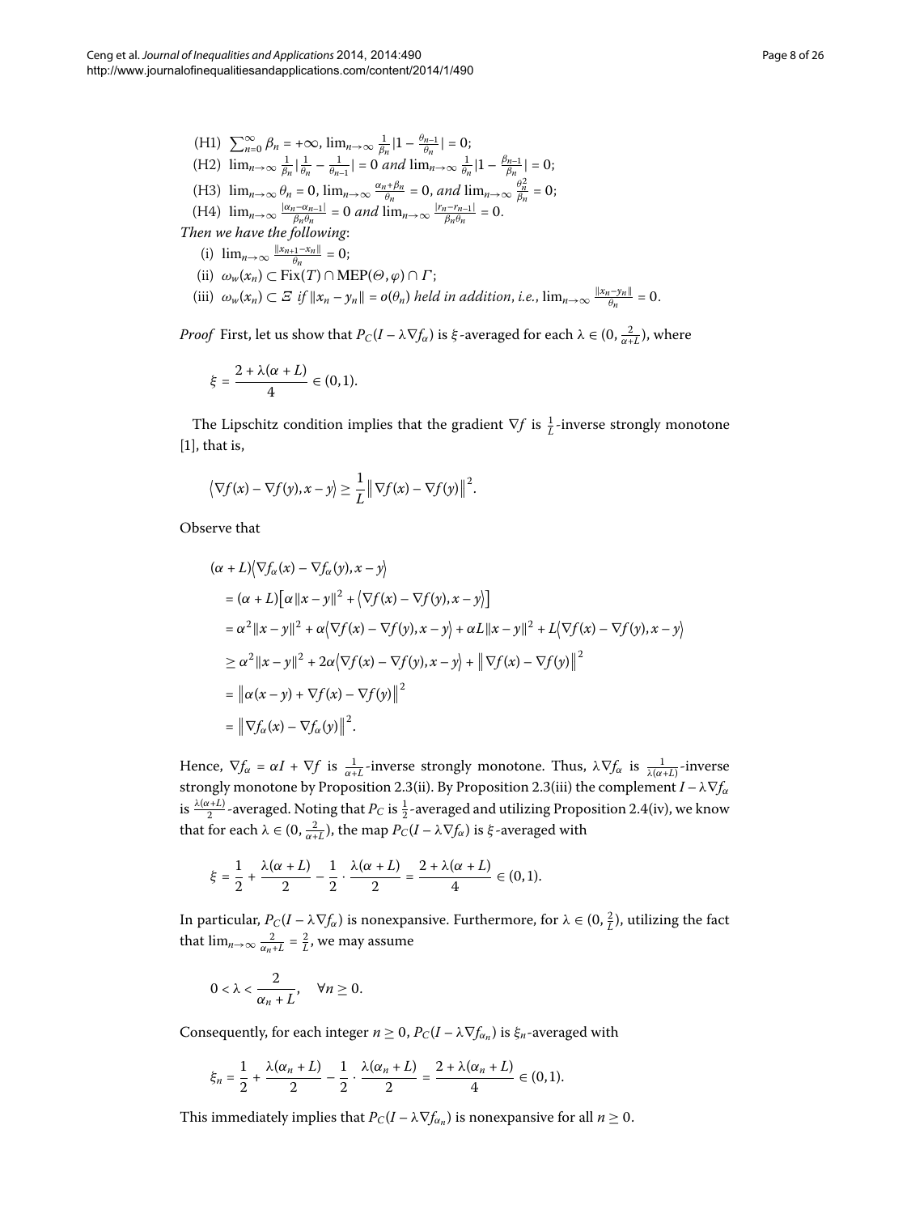(H1) $\sum_{n=0}^{\infty} \beta_n = +\infty$, $\lim_{n\to\infty} \frac{1}{\beta_n}|1 - \frac{\theta_{n-1}}{\theta_n}| = 0$;

(H2) $\lim_{n\to\infty} \frac{1}{\beta_n}|\frac{1}{\theta_n} - \frac{1}{\theta_{n-1}}| = 0$ *and* $\lim_{n\to\infty} \frac{1}{\theta_n}|1 - \frac{\beta_{n-1}}{\beta_n}| = 0$;

(H3) $\lim_{n\to\infty} \theta_n = 0$, $\lim_{n\to\infty} \frac{\alpha_n+\beta_n}{\theta_n} = 0$, *and* $\lim_{n\to\infty} \frac{\theta_n^2}{\beta_n} = 0$;

(H4) $\lim_{n\to\infty} \frac{|\alpha_n-\alpha_{n-1}|}{\beta_n\theta_n} = 0$ *and* $\lim_{n\to\infty} \frac{|r_n-r_{n-1}|}{\beta_n\theta_n} = 0$.

*Then we have the following*:

(i) $\lim_{n\to\infty} \frac{\|x_{n+1}-x_n\|}{\theta_n} = 0$;

(ii) $\omega_w(x_n) \subset \mathrm{Fix}(T) \cap \mathrm{MEP}(\Theta, \varphi) \cap \Gamma$;

(iii) $\omega_w(x_n) \subset \Xi$ *if* $\|x_n - y_n\| = o(\theta_n)$ *held in addition, i.e.*, $\lim_{n\to\infty} \frac{\|x_n-y_n\|}{\theta_n} = 0$.

*Proof* First, let us show that $P_C(I - \lambda\nabla f_\alpha)$ is $\xi$-averaged for each $\lambda \in (0, \frac{2}{\alpha+L})$, where

$$\xi = \frac{2 + \lambda(\alpha + L)}{4} \in (0,1).$$

The Lipschitz condition implies that the gradient $\nabla f$ is $\frac{1}{L}$-inverse strongly monotone [1], that is,

$$\langle \nabla f(x) - \nabla f(y), x - y\rangle \geq \frac{1}{L}\|\nabla f(x) - \nabla f(y)\|^2.$$

Observe that

$$\begin{aligned}
&(\alpha + L)\langle \nabla f_\alpha(x) - \nabla f_\alpha(y), x - y\rangle \\
&\quad = (\alpha + L)\big[\alpha\|x - y\|^2 + \langle \nabla f(x) - \nabla f(y), x - y\rangle\big] \\
&\quad = \alpha^2\|x - y\|^2 + \alpha\langle \nabla f(x) - \nabla f(y), x - y\rangle + \alpha L\|x - y\|^2 + L\langle \nabla f(x) - \nabla f(y), x - y\rangle \\
&\quad \geq \alpha^2\|x - y\|^2 + 2\alpha\langle \nabla f(x) - \nabla f(y), x - y\rangle + \|\nabla f(x) - \nabla f(y)\|^2 \\
&\quad = \|\alpha(x - y) + \nabla f(x) - \nabla f(y)\|^2 \\
&\quad = \|\nabla f_\alpha(x) - \nabla f_\alpha(y)\|^2.
\end{aligned}$$

Hence, $\nabla f_\alpha = \alpha I + \nabla f$ is $\frac{1}{\alpha+L}$-inverse strongly monotone. Thus, $\lambda\nabla f_\alpha$ is $\frac{1}{\lambda(\alpha+L)}$-inverse strongly monotone by Proposition 2.3(ii). By Proposition 2.3(iii) the complement $I - \lambda\nabla f_\alpha$ is $\frac{\lambda(\alpha+L)}{2}$-averaged. Noting that $P_C$ is $\frac{1}{2}$-averaged and utilizing Proposition 2.4(iv), we know that for each $\lambda \in (0, \frac{2}{\alpha+L})$, the map $P_C(I - \lambda\nabla f_\alpha)$ is $\xi$-averaged with

$$\xi = \frac{1}{2} + \frac{\lambda(\alpha + L)}{2} - \frac{1}{2} \cdot \frac{\lambda(\alpha + L)}{2} = \frac{2 + \lambda(\alpha + L)}{4} \in (0,1).$$

In particular, $P_C(I - \lambda\nabla f_\alpha)$ is nonexpansive. Furthermore, for $\lambda \in (0, \frac{2}{L})$, utilizing the fact that $\lim_{n\to\infty} \frac{2}{\alpha_n+L} = \frac{2}{L}$, we may assume

$$0 < \lambda < \frac{2}{\alpha_n + L}, \quad \forall n \geq 0.$$

Consequently, for each integer $n \geq 0$, $P_C(I - \lambda\nabla f_{\alpha_n})$ is $\xi_n$-averaged with

$$\xi_n = \frac{1}{2} + \frac{\lambda(\alpha_n + L)}{2} - \frac{1}{2} \cdot \frac{\lambda(\alpha_n + L)}{2} = \frac{2 + \lambda(\alpha_n + L)}{4} \in (0,1).$$

This immediately implies that $P_C(I - \lambda\nabla f_{\alpha_n})$ is nonexpansive for all $n \geq 0$.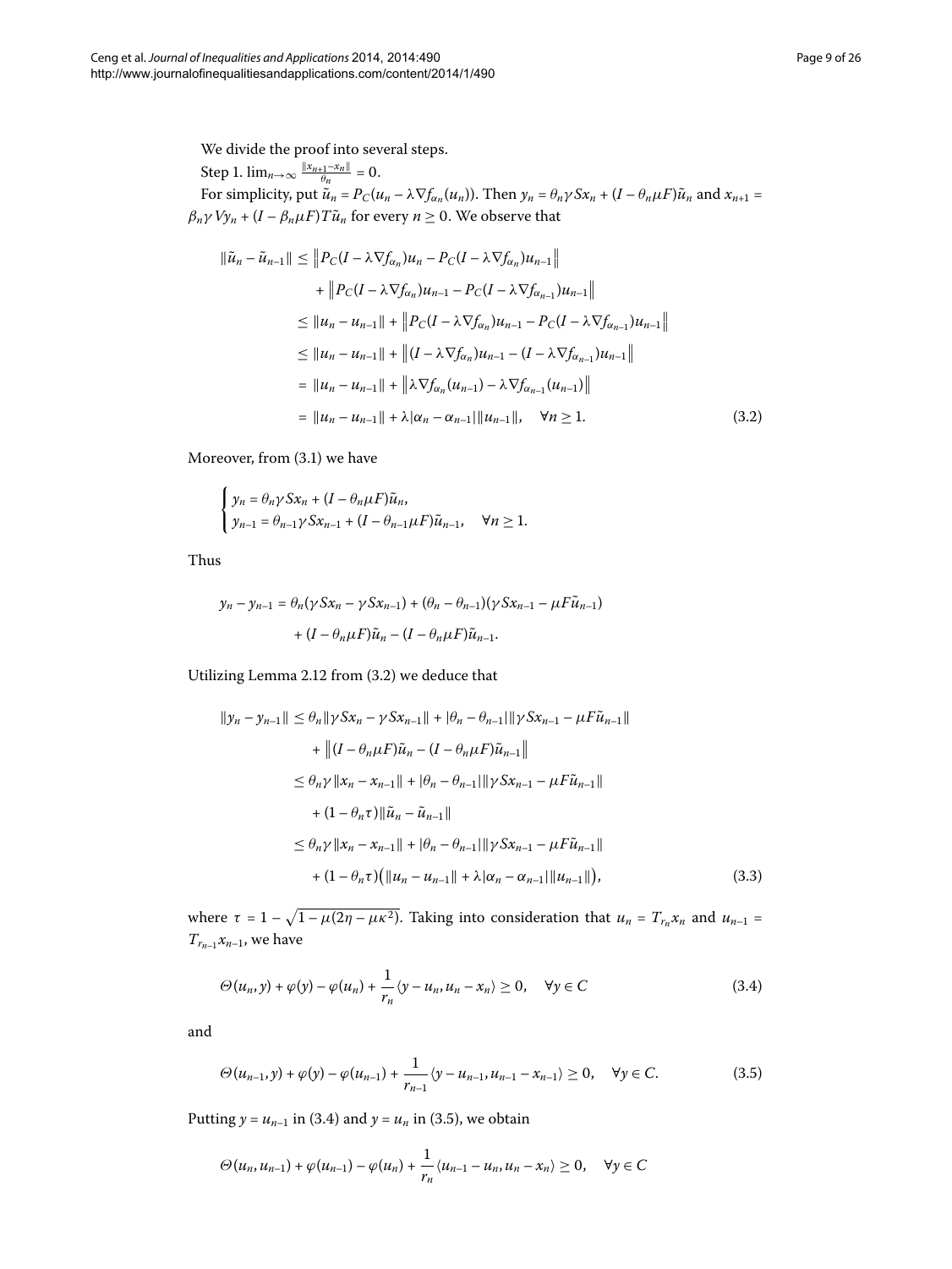We divide the proof into several steps.

Step 1. $\lim_{n\to\infty} \frac{\|x_{n+1}-x_n\|}{\theta_n} = 0$.

For simplicity, put $\tilde{u}_n = P_C(u_n - \lambda\nabla f_{\alpha_n}(u_n))$. Then $y_n = \theta_n\gamma Sx_n + (I - \theta_n\mu F)\tilde{u}_n$ and $x_{n+1} = \beta_n\gamma Vy_n + (I - \beta_n\mu F)T\tilde{u}_n$ for every $n \geq 0$. We observe that

$$
\begin{aligned}
\|\tilde{u}_n - \tilde{u}_{n-1}\| &\leq \left\|P_C(I - \lambda\nabla f_{\alpha_n})u_n - P_C(I - \lambda\nabla f_{\alpha_n})u_{n-1}\right\| \\
&\quad + \left\|P_C(I - \lambda\nabla f_{\alpha_n})u_{n-1} - P_C(I - \lambda\nabla f_{\alpha_{n-1}})u_{n-1}\right\| \\
&\leq \|u_n - u_{n-1}\| + \left\|P_C(I - \lambda\nabla f_{\alpha_n})u_{n-1} - P_C(I - \lambda\nabla f_{\alpha_{n-1}})u_{n-1}\right\| \\
&\leq \|u_n - u_{n-1}\| + \left\|(I - \lambda\nabla f_{\alpha_n})u_{n-1} - (I - \lambda\nabla f_{\alpha_{n-1}})u_{n-1}\right\| \\
&= \|u_n - u_{n-1}\| + \left\|\lambda\nabla f_{\alpha_n}(u_{n-1}) - \lambda\nabla f_{\alpha_{n-1}}(u_{n-1})\right\| \\
&= \|u_n - u_{n-1}\| + \lambda|\alpha_n - \alpha_{n-1}|\|u_{n-1}\|, \quad \forall n \geq 1.
\end{aligned}
\tag{3.2}
$$

Moreover, from (3.1) we have

$$
\begin{cases}
y_n = \theta_n\gamma Sx_n + (I - \theta_n\mu F)\tilde{u}_n, \\
y_{n-1} = \theta_{n-1}\gamma Sx_{n-1} + (I - \theta_{n-1}\mu F)\tilde{u}_{n-1}, \quad \forall n \geq 1.
\end{cases}
$$

Thus

$$
\begin{aligned}
y_n - y_{n-1} &= \theta_n(\gamma Sx_n - \gamma Sx_{n-1}) + (\theta_n - \theta_{n-1})(\gamma Sx_{n-1} - \mu F\tilde{u}_{n-1}) \\
&\quad + (I - \theta_n\mu F)\tilde{u}_n - (I - \theta_n\mu F)\tilde{u}_{n-1}.
\end{aligned}
$$

Utilizing Lemma 2.12 from (3.2) we deduce that

$$
\begin{aligned}
\|y_n - y_{n-1}\| &\leq \theta_n\|\gamma Sx_n - \gamma Sx_{n-1}\| + |\theta_n - \theta_{n-1}|\|\gamma Sx_{n-1} - \mu F\tilde{u}_{n-1}\| \\
&\quad + \left\|(I - \theta_n\mu F)\tilde{u}_n - (I - \theta_n\mu F)\tilde{u}_{n-1}\right\| \\
&\leq \theta_n\gamma\|x_n - x_{n-1}\| + |\theta_n - \theta_{n-1}|\|\gamma Sx_{n-1} - \mu F\tilde{u}_{n-1}\| \\
&\quad + (1 - \theta_n\tau)\|\tilde{u}_n - \tilde{u}_{n-1}\| \\
&\leq \theta_n\gamma\|x_n - x_{n-1}\| + |\theta_n - \theta_{n-1}|\|\gamma Sx_{n-1} - \mu F\tilde{u}_{n-1}\| \\
&\quad + (1 - \theta_n\tau)\big(\|u_n - u_{n-1}\| + \lambda|\alpha_n - \alpha_{n-1}|\|u_{n-1}\|\big),
\end{aligned}
\tag{3.3}
$$

where $\tau = 1 - \sqrt{1 - \mu(2\eta - \mu\kappa^2)}$. Taking into consideration that $u_n = T_{r_n}x_n$ and $u_{n-1} = T_{r_{n-1}}x_{n-1}$, we have

$$
\Theta(u_n, y) + \varphi(y) - \varphi(u_n) + \frac{1}{r_n}\langle y - u_n, u_n - x_n\rangle \geq 0, \quad \forall y \in C \tag{3.4}
$$

and

$$
\Theta(u_{n-1}, y) + \varphi(y) - \varphi(u_{n-1}) + \frac{1}{r_{n-1}}\langle y - u_{n-1}, u_{n-1} - x_{n-1}\rangle \geq 0, \quad \forall y \in C. \tag{3.5}
$$

Putting $y = u_{n-1}$ in (3.4) and $y = u_n$ in (3.5), we obtain

$$
\Theta(u_n, u_{n-1}) + \varphi(u_{n-1}) - \varphi(u_n) + \frac{1}{r_n}\langle u_{n-1} - u_n, u_n - x_n\rangle \geq 0, \quad \forall y \in C
$$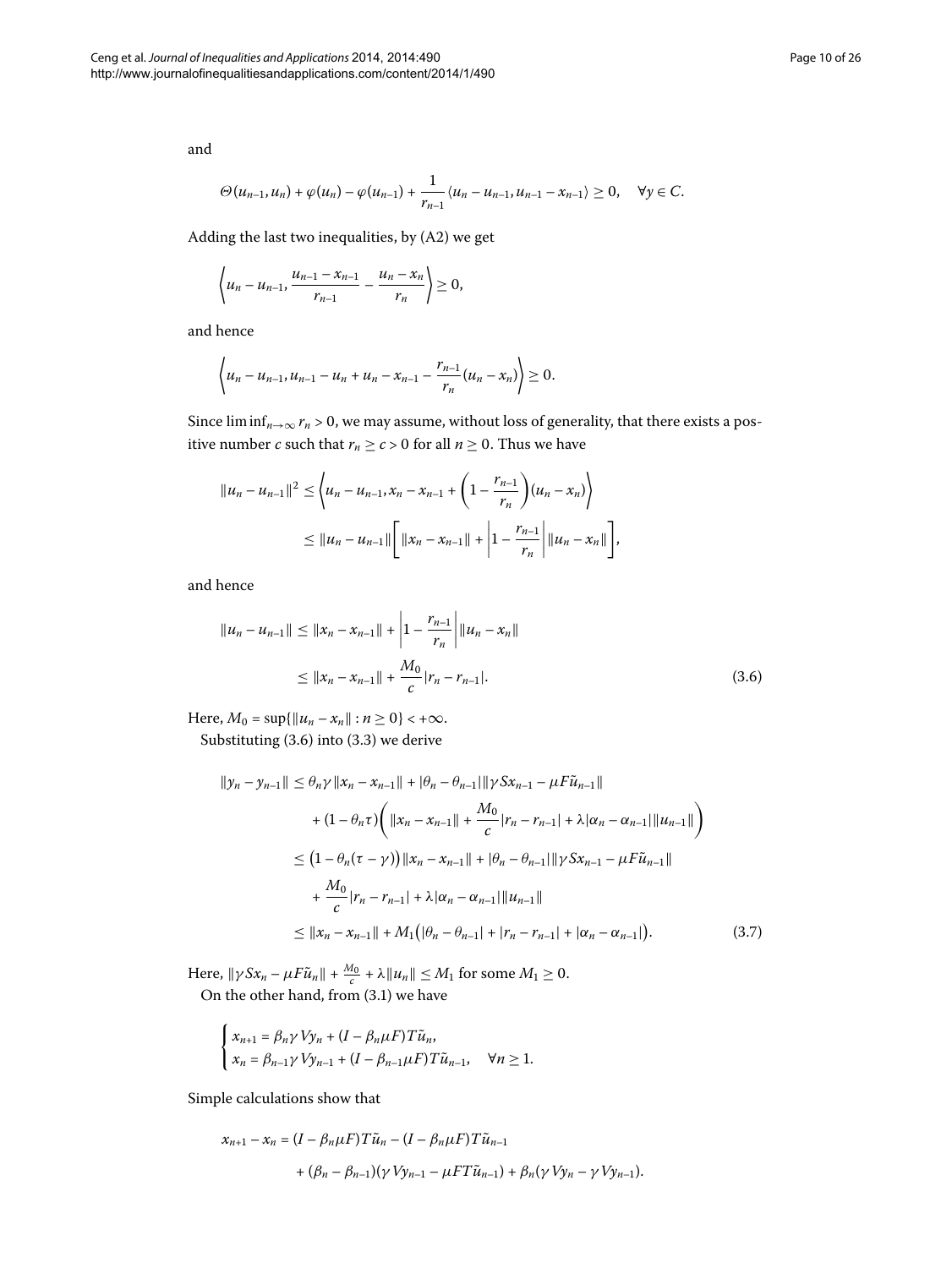and

$$\Theta(u_{n-1}, u_n) + \varphi(u_n) - \varphi(u_{n-1}) + \frac{1}{r_{n-1}} \langle u_n - u_{n-1}, u_{n-1} - x_{n-1} \rangle \geq 0, \quad \forall y \in C.$$

Adding the last two inequalities, by (A2) we get

$$\left\langle u_n - u_{n-1}, \frac{u_{n-1} - x_{n-1}}{r_{n-1}} - \frac{u_n - x_n}{r_n} \right\rangle \geq 0,$$

and hence

$$\left\langle u_n - u_{n-1}, u_{n-1} - u_n + u_n - x_{n-1} - \frac{r_{n-1}}{r_n}(u_n - x_n) \right\rangle \geq 0.$$

Since $\liminf_{n\to\infty} r_n > 0$, we may assume, without loss of generality, that there exists a positive number $c$ such that $r_n \geq c > 0$ for all $n \geq 0$. Thus we have

$$\begin{aligned}
\|u_n - u_{n-1}\|^2 &\leq \left\langle u_n - u_{n-1}, x_n - x_{n-1} + \left(1 - \frac{r_{n-1}}{r_n}\right)(u_n - x_n) \right\rangle \\
&\leq \|u_n - u_{n-1}\| \left[ \|x_n - x_{n-1}\| + \left|1 - \frac{r_{n-1}}{r_n}\right| \|u_n - x_n\| \right],
\end{aligned}$$

and hence

$$\begin{aligned}
\|u_n - u_{n-1}\| &\leq \|x_n - x_{n-1}\| + \left|1 - \frac{r_{n-1}}{r_n}\right| \|u_n - x_n\| \\
&\leq \|x_n - x_{n-1}\| + \frac{M_0}{c} |r_n - r_{n-1}|. \qquad (3.6)
\end{aligned}$$

Here, $M_0 = \sup\{\|u_n - x_n\| : n \geq 0\} < +\infty$.

Substituting (3.6) into (3.3) we derive

$$\begin{aligned}
\|y_n - y_{n-1}\| &\leq \theta_n \gamma \|x_n - x_{n-1}\| + |\theta_n - \theta_{n-1}| \|\gamma S x_{n-1} - \mu F \tilde{u}_{n-1}\| \\
&\quad + (1 - \theta_n \tau) \left( \|x_n - x_{n-1}\| + \frac{M_0}{c} |r_n - r_{n-1}| + \lambda |\alpha_n - \alpha_{n-1}| \|u_{n-1}\| \right) \\
&\leq \bigl(1 - \theta_n(\tau - \gamma)\bigr) \|x_n - x_{n-1}\| + |\theta_n - \theta_{n-1}| \|\gamma S x_{n-1} - \mu F \tilde{u}_{n-1}\| \\
&\quad + \frac{M_0}{c} |r_n - r_{n-1}| + \lambda |\alpha_n - \alpha_{n-1}| \|u_{n-1}\| \\
&\leq \|x_n - x_{n-1}\| + M_1 \bigl( |\theta_n - \theta_{n-1}| + |r_n - r_{n-1}| + |\alpha_n - \alpha_{n-1}| \bigr). \qquad (3.7)
\end{aligned}$$

Here, $\|\gamma S x_n - \mu F \tilde{u}_n\| + \frac{M_0}{c} + \lambda \|u_n\| \leq M_1$ for some $M_1 \geq 0$.

On the other hand, from (3.1) we have

$$\begin{cases}
x_{n+1} = \beta_n \gamma V y_n + (I - \beta_n \mu F) T \tilde{u}_n, \\
x_n = \beta_{n-1} \gamma V y_{n-1} + (I - \beta_{n-1} \mu F) T \tilde{u}_{n-1}, \quad \forall n \geq 1.
\end{cases}$$

Simple calculations show that

$$\begin{aligned}
x_{n+1} - x_n &= (I - \beta_n \mu F) T \tilde{u}_n - (I - \beta_n \mu F) T \tilde{u}_{n-1} \\
&\quad + (\beta_n - \beta_{n-1})(\gamma V y_{n-1} - \mu F T \tilde{u}_{n-1}) + \beta_n (\gamma V y_n - \gamma V y_{n-1}).
\end{aligned}$$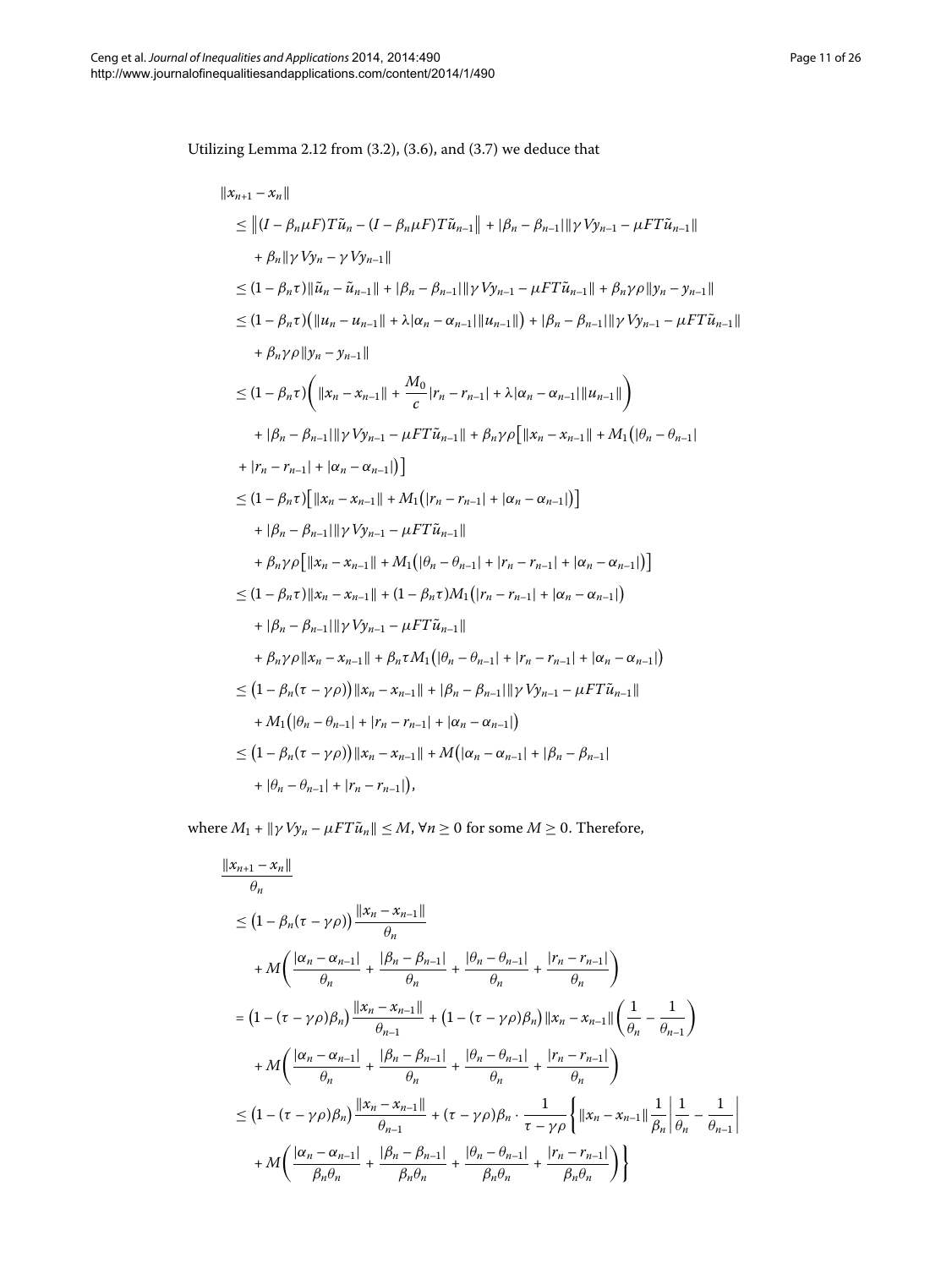Utilizing Lemma 2.12 from (3.2), (3.6), and (3.7) we deduce that

$$
\begin{aligned}
&\|x_{n+1} - x_n\| \\
&\quad \le \|(I - \beta_n\mu F)T\tilde{u}_n - (I - \beta_n\mu F)T\tilde{u}_{n-1}\| + |\beta_n - \beta_{n-1}|\|\gamma Vy_{n-1} - \mu FT\tilde{u}_{n-1}\| \\
&\qquad + \beta_n\|\gamma Vy_n - \gamma Vy_{n-1}\| \\
&\quad \le (1 - \beta_n\tau)\|\tilde{u}_n - \tilde{u}_{n-1}\| + |\beta_n - \beta_{n-1}|\|\gamma Vy_{n-1} - \mu FT\tilde{u}_{n-1}\| + \beta_n\gamma\rho\|y_n - y_{n-1}\| \\
&\quad \le (1 - \beta_n\tau)\big(\|u_n - u_{n-1}\| + \lambda|\alpha_n - \alpha_{n-1}|\|u_{n-1}\|\big) + |\beta_n - \beta_{n-1}|\|\gamma Vy_{n-1} - \mu FT\tilde{u}_{n-1}\| \\
&\qquad + \beta_n\gamma\rho\|y_n - y_{n-1}\| \\
&\quad \le (1 - \beta_n\tau)\left(\|x_n - x_{n-1}\| + \frac{M_0}{c}|r_n - r_{n-1}| + \lambda|\alpha_n - \alpha_{n-1}|\|u_{n-1}\|\right) \\
&\qquad + |\beta_n - \beta_{n-1}|\|\gamma Vy_{n-1} - \mu FT\tilde{u}_{n-1}\| + \beta_n\gamma\rho\big[\|x_n - x_{n-1}\| + M_1\big(|\theta_n - \theta_{n-1}| \\
&\qquad + |r_n - r_{n-1}| + |\alpha_n - \alpha_{n-1}|\big)\big] \\
&\quad \le (1 - \beta_n\tau)\big[\|x_n - x_{n-1}\| + M_1\big(|r_n - r_{n-1}| + |\alpha_n - \alpha_{n-1}|\big)\big] \\
&\qquad + |\beta_n - \beta_{n-1}|\|\gamma Vy_{n-1} - \mu FT\tilde{u}_{n-1}\| \\
&\qquad + \beta_n\gamma\rho\big[\|x_n - x_{n-1}\| + M_1\big(|\theta_n - \theta_{n-1}| + |r_n - r_{n-1}| + |\alpha_n - \alpha_{n-1}|\big)\big] \\
&\quad \le (1 - \beta_n\tau)\|x_n - x_{n-1}\| + (1 - \beta_n\tau)M_1\big(|r_n - r_{n-1}| + |\alpha_n - \alpha_{n-1}|\big) \\
&\qquad + |\beta_n - \beta_{n-1}|\|\gamma Vy_{n-1} - \mu FT\tilde{u}_{n-1}\| \\
&\qquad + \beta_n\gamma\rho\|x_n - x_{n-1}\| + \beta_n\tau M_1\big(|\theta_n - \theta_{n-1}| + |r_n - r_{n-1}| + |\alpha_n - \alpha_{n-1}|\big) \\
&\quad \le \big(1 - \beta_n(\tau - \gamma\rho)\big)\|x_n - x_{n-1}\| + |\beta_n - \beta_{n-1}|\|\gamma Vy_{n-1} - \mu FT\tilde{u}_{n-1}\| \\
&\qquad + M_1\big(|\theta_n - \theta_{n-1}| + |r_n - r_{n-1}| + |\alpha_n - \alpha_{n-1}|\big) \\
&\quad \le \big(1 - \beta_n(\tau - \gamma\rho)\big)\|x_n - x_{n-1}\| + M\big(|\alpha_n - \alpha_{n-1}| + |\beta_n - \beta_{n-1}| \\
&\qquad + |\theta_n - \theta_{n-1}| + |r_n - r_{n-1}|\big),
\end{aligned}
$$

where $M_1 + \|\gamma Vy_n - \mu FT\tilde{u}_n\| \le M$, $\forall n \ge 0$ for some $M \ge 0$. Therefore,

$$
\begin{aligned}
&\frac{\|x_{n+1} - x_n\|}{\theta_n} \\
&\quad \le \big(1 - \beta_n(\tau - \gamma\rho)\big)\frac{\|x_n - x_{n-1}\|}{\theta_n} \\
&\qquad + M\left(\frac{|\alpha_n - \alpha_{n-1}|}{\theta_n} + \frac{|\beta_n - \beta_{n-1}|}{\theta_n} + \frac{|\theta_n - \theta_{n-1}|}{\theta_n} + \frac{|r_n - r_{n-1}|}{\theta_n}\right) \\
&\quad = \big(1 - (\tau - \gamma\rho)\beta_n\big)\frac{\|x_n - x_{n-1}\|}{\theta_{n-1}} + \big(1 - (\tau - \gamma\rho)\beta_n\big)\|x_n - x_{n-1}\|\left(\frac{1}{\theta_n} - \frac{1}{\theta_{n-1}}\right) \\
&\qquad + M\left(\frac{|\alpha_n - \alpha_{n-1}|}{\theta_n} + \frac{|\beta_n - \beta_{n-1}|}{\theta_n} + \frac{|\theta_n - \theta_{n-1}|}{\theta_n} + \frac{|r_n - r_{n-1}|}{\theta_n}\right) \\
&\quad \le \big(1 - (\tau - \gamma\rho)\beta_n\big)\frac{\|x_n - x_{n-1}\|}{\theta_{n-1}} + (\tau - \gamma\rho)\beta_n \cdot \frac{1}{\tau - \gamma\rho}\left\{\|x_n - x_{n-1}\|\frac{1}{\beta_n}\left|\frac{1}{\theta_n} - \frac{1}{\theta_{n-1}}\right|\right. \\
&\qquad \left. + M\left(\frac{|\alpha_n - \alpha_{n-1}|}{\beta_n\theta_n} + \frac{|\beta_n - \beta_{n-1}|}{\beta_n\theta_n} + \frac{|\theta_n - \theta_{n-1}|}{\beta_n\theta_n} + \frac{|r_n - r_{n-1}|}{\beta_n\theta_n}\right)\right\}
\end{aligned}
$$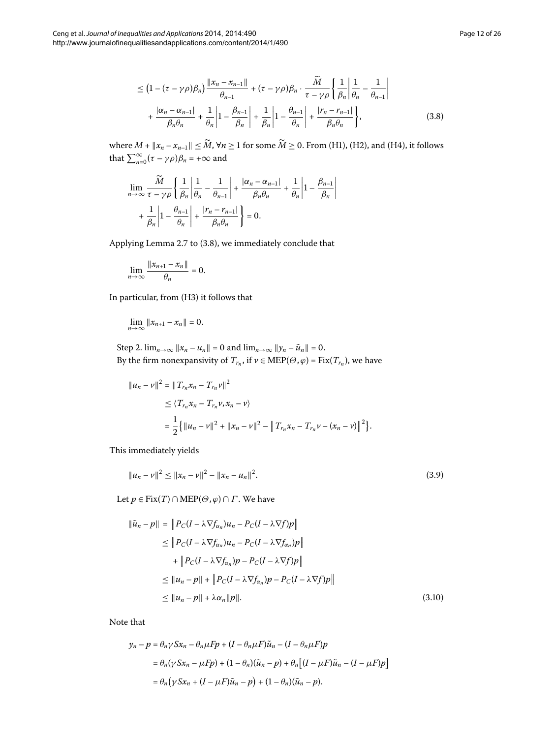$$
\begin{aligned}
&\leq \left(1-(\tau-\gamma\rho)\beta_n\right)\frac{\|x_n-x_{n-1}\|}{\theta_{n-1}}+(\tau-\gamma\rho)\beta_n\cdot\frac{\widetilde{M}}{\tau-\gamma\rho}\left\{\frac{1}{\beta_n}\left|\frac{1}{\theta_n}-\frac{1}{\theta_{n-1}}\right|\right.\\
&\quad\left.+\frac{|\alpha_n-\alpha_{n-1}|}{\beta_n\theta_n}+\frac{1}{\theta_n}\left|1-\frac{\beta_{n-1}}{\beta_n}\right|+\frac{1}{\beta_n}\left|1-\frac{\theta_{n-1}}{\theta_n}\right|+\frac{|r_n-r_{n-1}|}{\beta_n\theta_n}\right\},
\end{aligned}
\tag{3.8}
$$

where $M+\|x_n-x_{n-1}\|\leq\widetilde{M}$, $\forall n\geq 1$ for some $\widetilde{M}\geq 0$. From (H1), (H2), and (H4), it follows that $\sum_{n=0}^{\infty}(\tau-\gamma\rho)\beta_n=+\infty$ and

$$
\begin{aligned}
&\lim_{n\to\infty}\frac{\widetilde{M}}{\tau-\gamma\rho}\left\{\frac{1}{\beta_n}\left|\frac{1}{\theta_n}-\frac{1}{\theta_{n-1}}\right|+\frac{|\alpha_n-\alpha_{n-1}|}{\beta_n\theta_n}+\frac{1}{\theta_n}\left|1-\frac{\beta_{n-1}}{\beta_n}\right|\right.\\
&\quad\left.+\frac{1}{\beta_n}\left|1-\frac{\theta_{n-1}}{\theta_n}\right|+\frac{|r_n-r_{n-1}|}{\beta_n\theta_n}\right\}=0.
\end{aligned}
$$

Applying Lemma 2.7 to (3.8), we immediately conclude that

$$
\lim_{n\to\infty}\frac{\|x_{n+1}-x_n\|}{\theta_n}=0.
$$

In particular, from (H3) it follows that

$$
\lim_{n\to\infty}\|x_{n+1}-x_n\|=0.
$$

Step 2. $\lim_{n\to\infty}\|x_n-u_n\|=0$ and $\lim_{n\to\infty}\|y_n-\tilde{u}_n\|=0$.

By the firm nonexpansivity of $T_{r_n}$, if $v\in\operatorname{MEP}(\Theta,\varphi)=\operatorname{Fix}(T_{r_n})$, we have

$$
\begin{aligned}
\|u_n-v\|^2&=\|T_{r_n}x_n-T_{r_n}v\|^2\\
&\leq\langle T_{r_n}x_n-T_{r_n}v,x_n-v\rangle\\
&=\frac{1}{2}\left\{\|u_n-v\|^2+\|x_n-v\|^2-\left\|T_{r_n}x_n-T_{r_n}v-(x_n-v)\right\|^2\right\}.
\end{aligned}
$$

This immediately yields

$$
\|u_n-v\|^2\leq\|x_n-v\|^2-\|x_n-u_n\|^2. \tag{3.9}
$$

Let $p\in\operatorname{Fix}(T)\cap\operatorname{MEP}(\Theta,\varphi)\cap\Gamma$. We have

$$
\begin{aligned}
\|\tilde{u}_n-p\|&=\left\|P_C(I-\lambda\nabla f_{\alpha_n})u_n-P_C(I-\lambda\nabla f)p\right\|\\
&\leq\left\|P_C(I-\lambda\nabla f_{\alpha_n})u_n-P_C(I-\lambda\nabla f_{\alpha_n})p\right\|\\
&\quad+\left\|P_C(I-\lambda\nabla f_{\alpha_n})p-P_C(I-\lambda\nabla f)p\right\|\\
&\leq\|u_n-p\|+\left\|P_C(I-\lambda\nabla f_{\alpha_n})p-P_C(I-\lambda\nabla f)p\right\|\\
&\leq\|u_n-p\|+\lambda\alpha_n\|p\|.
\end{aligned}
\tag{3.10}
$$

Note that

$$
\begin{aligned}
y_n-p&=\theta_n\gamma Sx_n-\theta_n\mu Fp+(I-\theta_n\mu F)\tilde{u}_n-(I-\theta_n\mu F)p\\
&=\theta_n(\gamma Sx_n-\mu Fp)+(1-\theta_n)(\tilde{u}_n-p)+\theta_n\left[(I-\mu F)\tilde{u}_n-(I-\mu F)p\right]\\
&=\theta_n\left(\gamma Sx_n+(I-\mu F)\tilde{u}_n-p\right)+(1-\theta_n)(\tilde{u}_n-p).
\end{aligned}
$$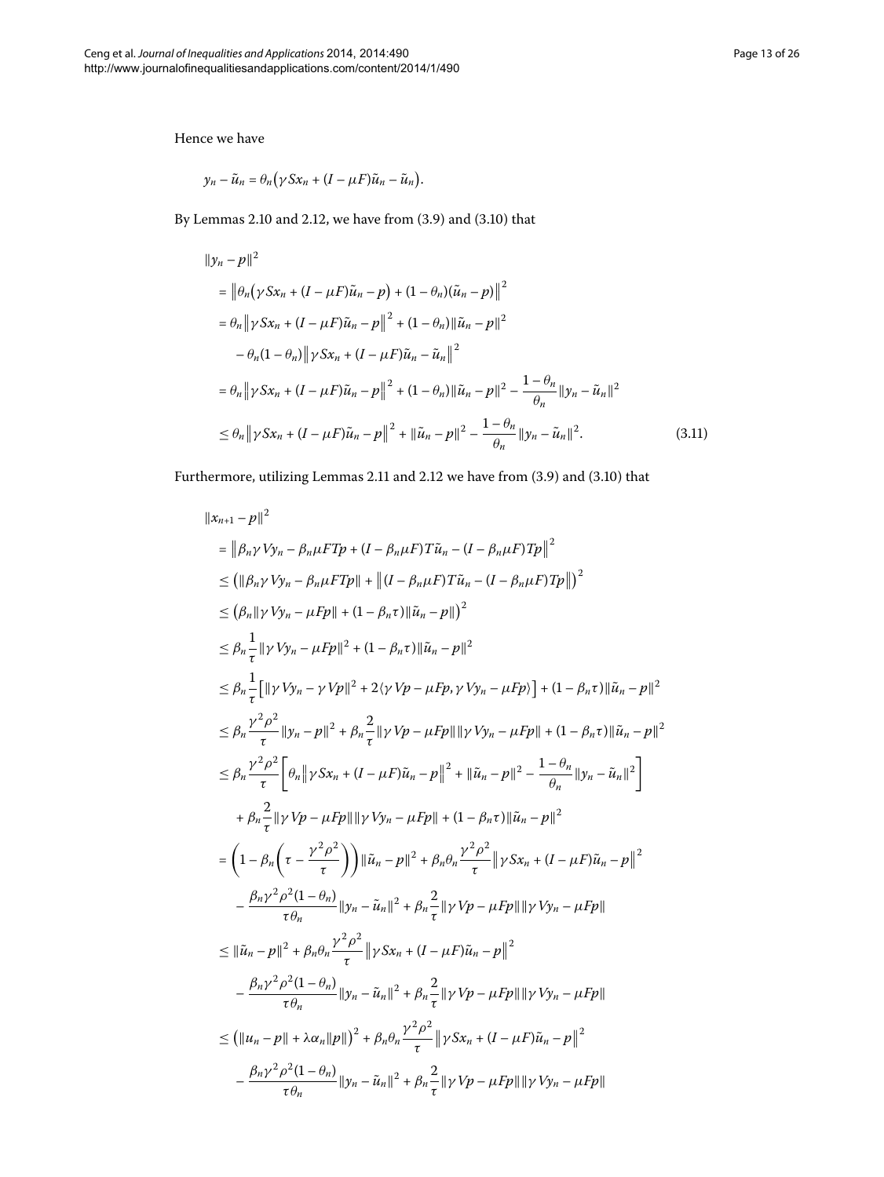Hence we have

$$y_n - \tilde{u}_n = \theta_n\big(\gamma Sx_n + (I-\mu F)\tilde{u}_n - \tilde{u}_n\big).$$

By Lemmas 2.10 and 2.12, we have from (3.9) and (3.10) that

$$\begin{aligned}
&\|y_n - p\|^2 \\
&\quad = \big\|\theta_n\big(\gamma Sx_n + (I-\mu F)\tilde{u}_n - p\big) + (1-\theta_n)(\tilde{u}_n - p)\big\|^2 \\
&\quad = \theta_n\big\|\gamma Sx_n + (I-\mu F)\tilde{u}_n - p\big\|^2 + (1-\theta_n)\|\tilde{u}_n - p\|^2 \\
&\qquad - \theta_n(1-\theta_n)\big\|\gamma Sx_n + (I-\mu F)\tilde{u}_n - \tilde{u}_n\big\|^2 \\
&\quad = \theta_n\big\|\gamma Sx_n + (I-\mu F)\tilde{u}_n - p\big\|^2 + (1-\theta_n)\|\tilde{u}_n - p\|^2 - \frac{1-\theta_n}{\theta_n}\|y_n - \tilde{u}_n\|^2 \\
&\quad \le \theta_n\big\|\gamma Sx_n + (I-\mu F)\tilde{u}_n - p\big\|^2 + \|\tilde{u}_n - p\|^2 - \frac{1-\theta_n}{\theta_n}\|y_n - \tilde{u}_n\|^2. \qquad (3.11)
\end{aligned}$$

Furthermore, utilizing Lemmas 2.11 and 2.12 we have from (3.9) and (3.10) that

$$\begin{aligned}
&\|x_{n+1} - p\|^2 \\
&\quad = \big\|\beta_n\gamma Vy_n - \beta_n\mu FTp + (I-\beta_n\mu F)T\tilde{u}_n - (I-\beta_n\mu F)Tp\big\|^2 \\
&\quad \le \big(\|\beta_n\gamma Vy_n - \beta_n\mu FTp\| + \big\|(I-\beta_n\mu F)T\tilde{u}_n - (I-\beta_n\mu F)Tp\big\|\big)^2 \\
&\quad \le \big(\beta_n\|\gamma Vy_n - \mu Fp\| + (1-\beta_n\tau)\|\tilde{u}_n - p\|\big)^2 \\
&\quad \le \beta_n\frac{1}{\tau}\|\gamma Vy_n - \mu Fp\|^2 + (1-\beta_n\tau)\|\tilde{u}_n - p\|^2 \\
&\quad \le \beta_n\frac{1}{\tau}\big[\|\gamma Vy_n - \gamma Vp\|^2 + 2\langle\gamma Vp - \mu Fp, \gamma Vy_n - \mu Fp\rangle\big] + (1-\beta_n\tau)\|\tilde{u}_n - p\|^2 \\
&\quad \le \beta_n\frac{\gamma^2\rho^2}{\tau}\|y_n - p\|^2 + \beta_n\frac{2}{\tau}\|\gamma Vp - \mu Fp\|\|\gamma Vy_n - \mu Fp\| + (1-\beta_n\tau)\|\tilde{u}_n - p\|^2 \\
&\quad \le \beta_n\frac{\gamma^2\rho^2}{\tau}\bigg[\theta_n\big\|\gamma Sx_n + (I-\mu F)\tilde{u}_n - p\big\|^2 + \|\tilde{u}_n - p\|^2 - \frac{1-\theta_n}{\theta_n}\|y_n - \tilde{u}_n\|^2\bigg] \\
&\qquad + \beta_n\frac{2}{\tau}\|\gamma Vp - \mu Fp\|\|\gamma Vy_n - \mu Fp\| + (1-\beta_n\tau)\|\tilde{u}_n - p\|^2 \\
&\quad = \bigg(1 - \beta_n\bigg(\tau - \frac{\gamma^2\rho^2}{\tau}\bigg)\bigg)\|\tilde{u}_n - p\|^2 + \beta_n\theta_n\frac{\gamma^2\rho^2}{\tau}\big\|\gamma Sx_n + (I-\mu F)\tilde{u}_n - p\big\|^2 \\
&\qquad - \frac{\beta_n\gamma^2\rho^2(1-\theta_n)}{\tau\theta_n}\|y_n - \tilde{u}_n\|^2 + \beta_n\frac{2}{\tau}\|\gamma Vp - \mu Fp\|\|\gamma Vy_n - \mu Fp\| \\
&\quad \le \|\tilde{u}_n - p\|^2 + \beta_n\theta_n\frac{\gamma^2\rho^2}{\tau}\big\|\gamma Sx_n + (I-\mu F)\tilde{u}_n - p\big\|^2 \\
&\qquad - \frac{\beta_n\gamma^2\rho^2(1-\theta_n)}{\tau\theta_n}\|y_n - \tilde{u}_n\|^2 + \beta_n\frac{2}{\tau}\|\gamma Vp - \mu Fp\|\|\gamma Vy_n - \mu Fp\| \\
&\quad \le \big(\|u_n - p\| + \lambda\alpha_n\|p\|\big)^2 + \beta_n\theta_n\frac{\gamma^2\rho^2}{\tau}\big\|\gamma Sx_n + (I-\mu F)\tilde{u}_n - p\big\|^2 \\
&\qquad - \frac{\beta_n\gamma^2\rho^2(1-\theta_n)}{\tau\theta_n}\|y_n - \tilde{u}_n\|^2 + \beta_n\frac{2}{\tau}\|\gamma Vp - \mu Fp\|\|\gamma Vy_n - \mu Fp\|
\end{aligned}$$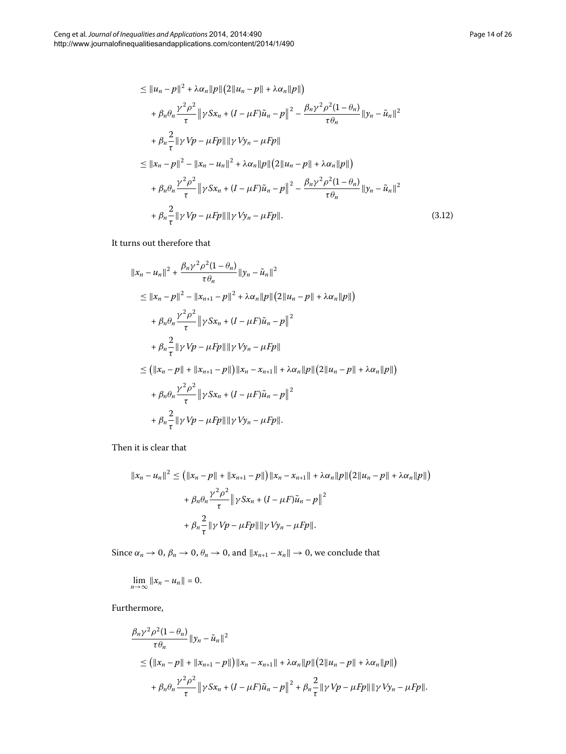$$
\begin{aligned}
&\le \|u_n - p\|^2 + \lambda\alpha_n\|p\|\big(2\|u_n - p\| + \lambda\alpha_n\|p\|\big) \\
&\quad + \beta_n\theta_n\frac{\gamma^2\rho^2}{\tau}\big\|\gamma Sx_n + (I-\mu F)\tilde{u}_n - p\big\|^2 - \frac{\beta_n\gamma^2\rho^2(1-\theta_n)}{\tau\theta_n}\|y_n - \tilde{u}_n\|^2 \\
&\quad + \beta_n\frac{2}{\tau}\|\gamma Vp - \mu Fp\|\|\gamma Vy_n - \mu Fp\| \\
&\le \|x_n - p\|^2 - \|x_n - u_n\|^2 + \lambda\alpha_n\|p\|\big(2\|u_n - p\| + \lambda\alpha_n\|p\|\big) \\
&\quad + \beta_n\theta_n\frac{\gamma^2\rho^2}{\tau}\big\|\gamma Sx_n + (I-\mu F)\tilde{u}_n - p\big\|^2 - \frac{\beta_n\gamma^2\rho^2(1-\theta_n)}{\tau\theta_n}\|y_n - \tilde{u}_n\|^2 \\
&\quad + \beta_n\frac{2}{\tau}\|\gamma Vp - \mu Fp\|\|\gamma Vy_n - \mu Fp\|. 
\end{aligned}
\tag{3.12}
$$

It turns out therefore that

$$
\begin{aligned}
&\|x_n - u_n\|^2 + \frac{\beta_n\gamma^2\rho^2(1-\theta_n)}{\tau\theta_n}\|y_n - \tilde{u}_n\|^2 \\
&\quad \le \|x_n - p\|^2 - \|x_{n+1} - p\|^2 + \lambda\alpha_n\|p\|\big(2\|u_n - p\| + \lambda\alpha_n\|p\|\big) \\
&\qquad + \beta_n\theta_n\frac{\gamma^2\rho^2}{\tau}\big\|\gamma Sx_n + (I-\mu F)\tilde{u}_n - p\big\|^2 \\
&\qquad + \beta_n\frac{2}{\tau}\|\gamma Vp - \mu Fp\|\|\gamma Vy_n - \mu Fp\| \\
&\quad \le \big(\|x_n - p\| + \|x_{n+1} - p\|\big)\|x_n - x_{n+1}\| + \lambda\alpha_n\|p\|\big(2\|u_n - p\| + \lambda\alpha_n\|p\|\big) \\
&\qquad + \beta_n\theta_n\frac{\gamma^2\rho^2}{\tau}\big\|\gamma Sx_n + (I-\mu F)\tilde{u}_n - p\big\|^2 \\
&\qquad + \beta_n\frac{2}{\tau}\|\gamma Vp - \mu Fp\|\|\gamma Vy_n - \mu Fp\|.
\end{aligned}
$$

Then it is clear that

$$
\begin{aligned}
\|x_n - u_n\|^2 &\le \big(\|x_n - p\| + \|x_{n+1} - p\|\big)\|x_n - x_{n+1}\| + \lambda\alpha_n\|p\|\big(2\|u_n - p\| + \lambda\alpha_n\|p\|\big) \\
&\quad + \beta_n\theta_n\frac{\gamma^2\rho^2}{\tau}\big\|\gamma Sx_n + (I-\mu F)\tilde{u}_n - p\big\|^2 \\
&\quad + \beta_n\frac{2}{\tau}\|\gamma Vp - \mu Fp\|\|\gamma Vy_n - \mu Fp\|.
\end{aligned}
$$

Since $\alpha_n \to 0$, $\beta_n \to 0$, $\theta_n \to 0$, and $\|x_{n+1} - x_n\| \to 0$, we conclude that

$$
\lim_{n\to\infty}\|x_n - u_n\| = 0.
$$

Furthermore,

$$
\begin{aligned}
&\frac{\beta_n\gamma^2\rho^2(1-\theta_n)}{\tau\theta_n}\|y_n - \tilde{u}_n\|^2 \\
&\quad \le \big(\|x_n - p\| + \|x_{n+1} - p\|\big)\|x_n - x_{n+1}\| + \lambda\alpha_n\|p\|\big(2\|u_n - p\| + \lambda\alpha_n\|p\|\big) \\
&\qquad + \beta_n\theta_n\frac{\gamma^2\rho^2}{\tau}\big\|\gamma Sx_n + (I-\mu F)\tilde{u}_n - p\big\|^2 + \beta_n\frac{2}{\tau}\|\gamma Vp - \mu Fp\|\|\gamma Vy_n - \mu Fp\|.
\end{aligned}
$$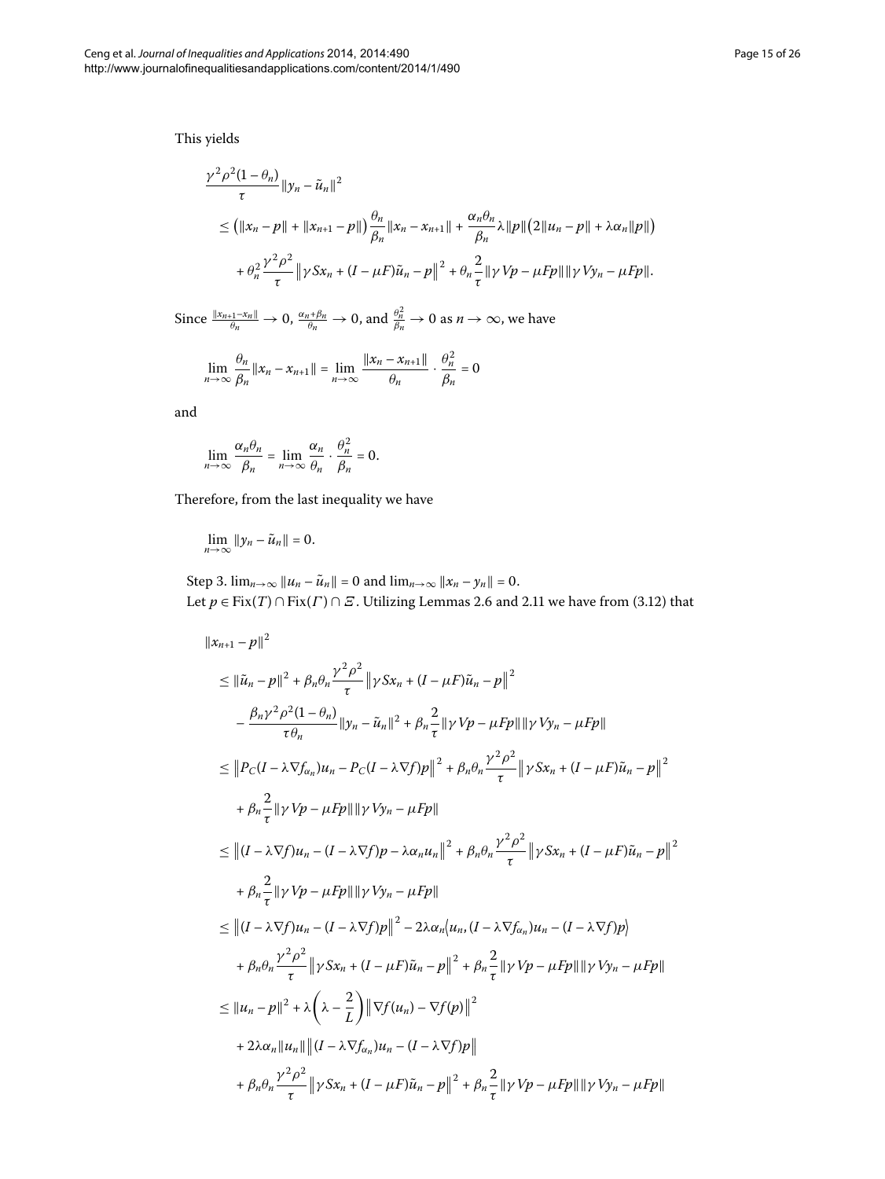This yields

$$
\begin{aligned}
&\frac{\gamma^2\rho^2(1-\theta_n)}{\tau}\|y_n - \tilde{u}_n\|^2 \\
&\quad \leq \big(\|x_n - p\| + \|x_{n+1} - p\|\big)\frac{\theta_n}{\beta_n}\|x_n - x_{n+1}\| + \frac{\alpha_n\theta_n}{\beta_n}\lambda\|p\|\big(2\|u_n - p\| + \lambda\alpha_n\|p\|\big) \\
&\qquad + \theta_n^2\frac{\gamma^2\rho^2}{\tau}\big\|\gamma S x_n + (I - \mu F)\tilde{u}_n - p\big\|^2 + \theta_n\frac{2}{\tau}\|\gamma V p - \mu F p\|\|\gamma V y_n - \mu F p\|.
\end{aligned}
$$

Since $\frac{\|x_{n+1}-x_n\|}{\theta_n} \to 0$, $\frac{\alpha_n+\beta_n}{\theta_n} \to 0$, and $\frac{\theta_n^2}{\beta_n} \to 0$ as $n \to \infty$, we have

$$
\lim_{n\to\infty}\frac{\theta_n}{\beta_n}\|x_n - x_{n+1}\| = \lim_{n\to\infty}\frac{\|x_n - x_{n+1}\|}{\theta_n}\cdot\frac{\theta_n^2}{\beta_n} = 0
$$

and

$$
\lim_{n\to\infty}\frac{\alpha_n\theta_n}{\beta_n} = \lim_{n\to\infty}\frac{\alpha_n}{\theta_n}\cdot\frac{\theta_n^2}{\beta_n} = 0.
$$

Therefore, from the last inequality we have

$$
\lim_{n\to\infty}\|y_n - \tilde{u}_n\| = 0.
$$

Step 3. $\lim_{n\to\infty}\|u_n - \tilde{u}_n\| = 0$ and $\lim_{n\to\infty}\|x_n - y_n\| = 0$.

Let $p \in \operatorname{Fix}(T) \cap \operatorname{Fix}(\Gamma) \cap \Xi$. Utilizing Lemmas 2.6 and 2.11 we have from (3.12) that

$$
\begin{aligned}
&\|x_{n+1} - p\|^2 \\
&\quad \leq \|\tilde{u}_n - p\|^2 + \beta_n\theta_n\frac{\gamma^2\rho^2}{\tau}\big\|\gamma S x_n + (I - \mu F)\tilde{u}_n - p\big\|^2 \\
&\qquad - \frac{\beta_n\gamma^2\rho^2(1-\theta_n)}{\tau\theta_n}\|y_n - \tilde{u}_n\|^2 + \beta_n\frac{2}{\tau}\|\gamma V p - \mu F p\|\|\gamma V y_n - \mu F p\| \\
&\quad \leq \big\|P_C(I - \lambda\nabla f_{\alpha_n})u_n - P_C(I - \lambda\nabla f)p\big\|^2 + \beta_n\theta_n\frac{\gamma^2\rho^2}{\tau}\big\|\gamma S x_n + (I - \mu F)\tilde{u}_n - p\big\|^2 \\
&\qquad + \beta_n\frac{2}{\tau}\|\gamma V p - \mu F p\|\|\gamma V y_n - \mu F p\| \\
&\quad \leq \big\|(I - \lambda\nabla f)u_n - (I - \lambda\nabla f)p - \lambda\alpha_n u_n\big\|^2 + \beta_n\theta_n\frac{\gamma^2\rho^2}{\tau}\big\|\gamma S x_n + (I - \mu F)\tilde{u}_n - p\big\|^2 \\
&\qquad + \beta_n\frac{2}{\tau}\|\gamma V p - \mu F p\|\|\gamma V y_n - \mu F p\| \\
&\quad \leq \big\|(I - \lambda\nabla f)u_n - (I - \lambda\nabla f)p\big\|^2 - 2\lambda\alpha_n\big\langle u_n, (I - \lambda\nabla f_{\alpha_n})u_n - (I - \lambda\nabla f)p\big\rangle \\
&\qquad + \beta_n\theta_n\frac{\gamma^2\rho^2}{\tau}\big\|\gamma S x_n + (I - \mu F)\tilde{u}_n - p\big\|^2 + \beta_n\frac{2}{\tau}\|\gamma V p - \mu F p\|\|\gamma V y_n - \mu F p\| \\
&\quad \leq \|u_n - p\|^2 + \lambda\left(\lambda - \frac{2}{L}\right)\big\|\nabla f(u_n) - \nabla f(p)\big\|^2 \\
&\qquad + 2\lambda\alpha_n\|u_n\|\big\|(I - \lambda\nabla f_{\alpha_n})u_n - (I - \lambda\nabla f)p\big\| \\
&\qquad + \beta_n\theta_n\frac{\gamma^2\rho^2}{\tau}\big\|\gamma S x_n + (I - \mu F)\tilde{u}_n - p\big\|^2 + \beta_n\frac{2}{\tau}\|\gamma V p - \mu F p\|\|\gamma V y_n - \mu F p\|
\end{aligned}
$$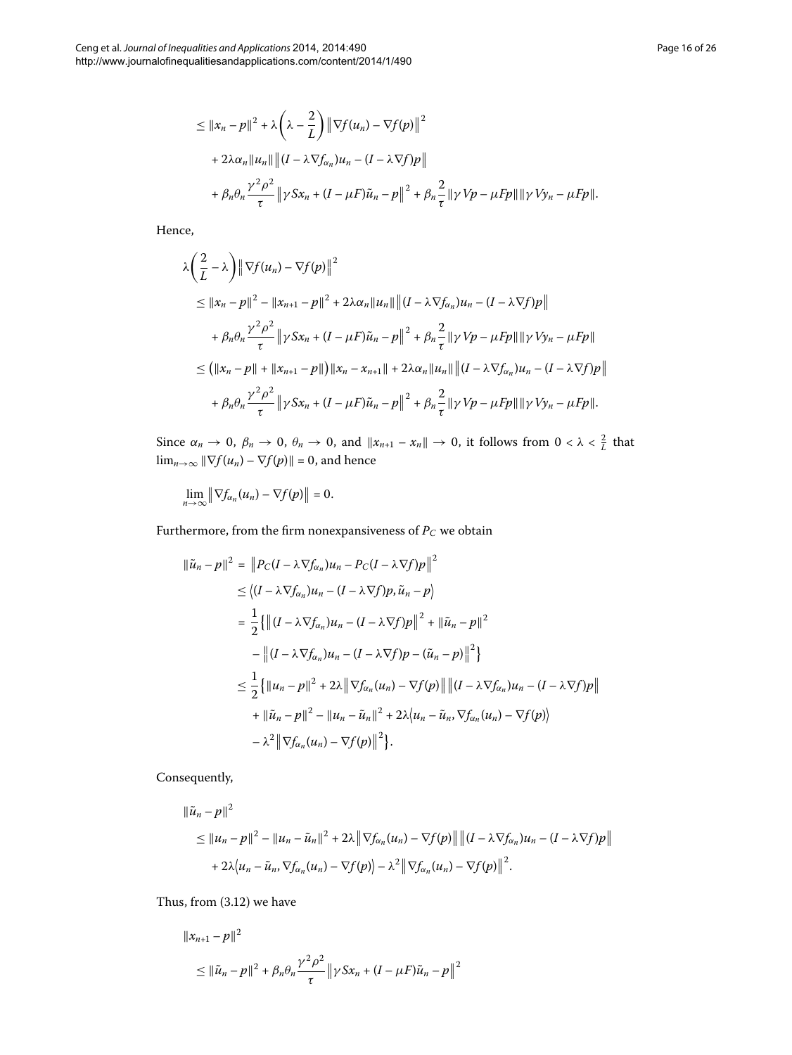$$
\begin{aligned}
&\leq \|x_n - p\|^2 + \lambda\left(\lambda - \frac{2}{L}\right)\left\|\nabla f(u_n) - \nabla f(p)\right\|^2 \\
&\quad + 2\lambda\alpha_n\|u_n\|\left\|(I - \lambda\nabla f_{\alpha_n})u_n - (I - \lambda\nabla f)p\right\| \\
&\quad + \beta_n\theta_n\frac{\gamma^2\rho^2}{\tau}\left\|\gamma Sx_n + (I - \mu F)\tilde{u}_n - p\right\|^2 + \beta_n\frac{2}{\tau}\|\gamma Vp - \mu Fp\|\|\gamma Vy_n - \mu Fp\|.
\end{aligned}
$$

Hence,

$$
\begin{aligned}
&\lambda\left(\frac{2}{L} - \lambda\right)\left\|\nabla f(u_n) - \nabla f(p)\right\|^2 \\
&\leq \|x_n - p\|^2 - \|x_{n+1} - p\|^2 + 2\lambda\alpha_n\|u_n\|\left\|(I - \lambda\nabla f_{\alpha_n})u_n - (I - \lambda\nabla f)p\right\| \\
&\quad + \beta_n\theta_n\frac{\gamma^2\rho^2}{\tau}\left\|\gamma Sx_n + (I - \mu F)\tilde{u}_n - p\right\|^2 + \beta_n\frac{2}{\tau}\|\gamma Vp - \mu Fp\|\|\gamma Vy_n - \mu Fp\| \\
&\leq \left(\|x_n - p\| + \|x_{n+1} - p\|\right)\|x_n - x_{n+1}\| + 2\lambda\alpha_n\|u_n\|\left\|(I - \lambda\nabla f_{\alpha_n})u_n - (I - \lambda\nabla f)p\right\| \\
&\quad + \beta_n\theta_n\frac{\gamma^2\rho^2}{\tau}\left\|\gamma Sx_n + (I - \mu F)\tilde{u}_n - p\right\|^2 + \beta_n\frac{2}{\tau}\|\gamma Vp - \mu Fp\|\|\gamma Vy_n - \mu Fp\|.
\end{aligned}
$$

Since $\alpha_n \to 0$, $\beta_n \to 0$, $\theta_n \to 0$, and $\|x_{n+1} - x_n\| \to 0$, it follows from $0 < \lambda < \frac{2}{L}$ that $\lim_{n\to\infty}\|\nabla f(u_n) - \nabla f(p)\| = 0$, and hence

$$
\lim_{n\to\infty}\left\|\nabla f_{\alpha_n}(u_n) - \nabla f(p)\right\| = 0.
$$

Furthermore, from the firm nonexpansiveness of $P_C$ we obtain

$$
\begin{aligned}
\|\tilde{u}_n - p\|^2 &= \left\|P_C(I - \lambda\nabla f_{\alpha_n})u_n - P_C(I - \lambda\nabla f)p\right\|^2 \\
&\leq \left\langle (I - \lambda\nabla f_{\alpha_n})u_n - (I - \lambda\nabla f)p, \tilde{u}_n - p\right\rangle \\
&= \frac{1}{2}\left\{\left\|(I - \lambda\nabla f_{\alpha_n})u_n - (I - \lambda\nabla f)p\right\|^2 + \|\tilde{u}_n - p\|^2\right. \\
&\quad \left. - \left\|(I - \lambda\nabla f_{\alpha_n})u_n - (I - \lambda\nabla f)p - (\tilde{u}_n - p)\right\|^2\right\} \\
&\leq \frac{1}{2}\left\{\|u_n - p\|^2 + 2\lambda\left\|\nabla f_{\alpha_n}(u_n) - \nabla f(p)\right\|\left\|(I - \lambda\nabla f_{\alpha_n})u_n - (I - \lambda\nabla f)p\right\|\right. \\
&\quad + \|\tilde{u}_n - p\|^2 - \|u_n - \tilde{u}_n\|^2 + 2\lambda\left\langle u_n - \tilde{u}_n, \nabla f_{\alpha_n}(u_n) - \nabla f(p)\right\rangle \\
&\quad \left. - \lambda^2\left\|\nabla f_{\alpha_n}(u_n) - \nabla f(p)\right\|^2\right\}.
\end{aligned}
$$

Consequently,

$$
\begin{aligned}
&\|\tilde{u}_n - p\|^2 \\
&\leq \|u_n - p\|^2 - \|u_n - \tilde{u}_n\|^2 + 2\lambda\left\|\nabla f_{\alpha_n}(u_n) - \nabla f(p)\right\|\left\|(I - \lambda\nabla f_{\alpha_n})u_n - (I - \lambda\nabla f)p\right\| \\
&\quad + 2\lambda\left\langle u_n - \tilde{u}_n, \nabla f_{\alpha_n}(u_n) - \nabla f(p)\right\rangle - \lambda^2\left\|\nabla f_{\alpha_n}(u_n) - \nabla f(p)\right\|^2.
\end{aligned}
$$

Thus, from (3.12) we have

$$
\begin{aligned}
&\|x_{n+1} - p\|^2 \\
&\leq \|\tilde{u}_n - p\|^2 + \beta_n\theta_n\frac{\gamma^2\rho^2}{\tau}\left\|\gamma Sx_n + (I - \mu F)\tilde{u}_n - p\right\|^2
\end{aligned}
$$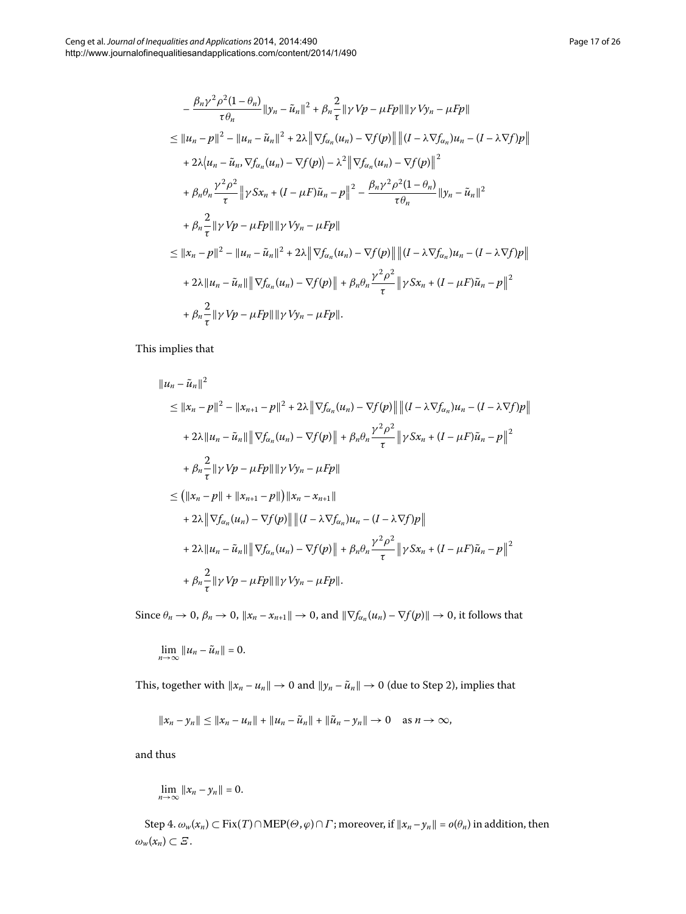$$
\begin{aligned}
&-\frac{\beta_n\gamma^2\rho^2(1-\theta_n)}{\tau\theta_n}\|y_n-\tilde{u}_n\|^2+\beta_n\frac{2}{\tau}\|\gamma Vp-\mu Fp\|\|\gamma Vy_n-\mu Fp\| \\
&\leq \|u_n-p\|^2-\|u_n-\tilde{u}_n\|^2+2\lambda\big\|\nabla f_{\alpha_n}(u_n)-\nabla f(p)\big\|\big\|(I-\lambda\nabla f_{\alpha_n})u_n-(I-\lambda\nabla f)p\big\| \\
&\quad+2\lambda\langle u_n-\tilde{u}_n,\nabla f_{\alpha_n}(u_n)-\nabla f(p)\rangle-\lambda^2\big\|\nabla f_{\alpha_n}(u_n)-\nabla f(p)\big\|^2 \\
&\quad+\beta_n\theta_n\frac{\gamma^2\rho^2}{\tau}\big\|\gamma Sx_n+(I-\mu F)\tilde{u}_n-p\big\|^2-\frac{\beta_n\gamma^2\rho^2(1-\theta_n)}{\tau\theta_n}\|y_n-\tilde{u}_n\|^2 \\
&\quad+\beta_n\frac{2}{\tau}\|\gamma Vp-\mu Fp\|\|\gamma Vy_n-\mu Fp\| \\
&\leq \|x_n-p\|^2-\|u_n-\tilde{u}_n\|^2+2\lambda\big\|\nabla f_{\alpha_n}(u_n)-\nabla f(p)\big\|\big\|(I-\lambda\nabla f_{\alpha_n})u_n-(I-\lambda\nabla f)p\big\| \\
&\quad+2\lambda\|u_n-\tilde{u}_n\|\big\|\nabla f_{\alpha_n}(u_n)-\nabla f(p)\big\|+\beta_n\theta_n\frac{\gamma^2\rho^2}{\tau}\big\|\gamma Sx_n+(I-\mu F)\tilde{u}_n-p\big\|^2 \\
&\quad+\beta_n\frac{2}{\tau}\|\gamma Vp-\mu Fp\|\|\gamma Vy_n-\mu Fp\|.
\end{aligned}
$$

This implies that

$$
\begin{aligned}
&\|u_n-\tilde{u}_n\|^2 \\
&\leq \|x_n-p\|^2-\|x_{n+1}-p\|^2+2\lambda\big\|\nabla f_{\alpha_n}(u_n)-\nabla f(p)\big\|\big\|(I-\lambda\nabla f_{\alpha_n})u_n-(I-\lambda\nabla f)p\big\| \\
&\quad+2\lambda\|u_n-\tilde{u}_n\|\big\|\nabla f_{\alpha_n}(u_n)-\nabla f(p)\big\|+\beta_n\theta_n\frac{\gamma^2\rho^2}{\tau}\big\|\gamma Sx_n+(I-\mu F)\tilde{u}_n-p\big\|^2 \\
&\quad+\beta_n\frac{2}{\tau}\|\gamma Vp-\mu Fp\|\|\gamma Vy_n-\mu Fp\| \\
&\leq \big(\|x_n-p\|+\|x_{n+1}-p\|\big)\|x_n-x_{n+1}\| \\
&\quad+2\lambda\big\|\nabla f_{\alpha_n}(u_n)-\nabla f(p)\big\|\big\|(I-\lambda\nabla f_{\alpha_n})u_n-(I-\lambda\nabla f)p\big\| \\
&\quad+2\lambda\|u_n-\tilde{u}_n\|\big\|\nabla f_{\alpha_n}(u_n)-\nabla f(p)\big\|+\beta_n\theta_n\frac{\gamma^2\rho^2}{\tau}\big\|\gamma Sx_n+(I-\mu F)\tilde{u}_n-p\big\|^2 \\
&\quad+\beta_n\frac{2}{\tau}\|\gamma Vp-\mu Fp\|\|\gamma Vy_n-\mu Fp\|.
\end{aligned}
$$

Since $\theta_n\to 0$, $\beta_n\to 0$, $\|x_n-x_{n+1}\|\to 0$, and $\|\nabla f_{\alpha_n}(u_n)-\nabla f(p)\|\to 0$, it follows that

$$
\lim_{n\to\infty}\|u_n-\tilde{u}_n\|=0.
$$

This, together with $\|x_n-u_n\|\to 0$ and $\|y_n-\tilde{u}_n\|\to 0$ (due to Step 2), implies that

$$
\|x_n-y_n\|\leq\|x_n-u_n\|+\|u_n-\tilde{u}_n\|+\|\tilde{u}_n-y_n\|\to 0\quad\text{as } n\to\infty,
$$

and thus

$$
\lim_{n\to\infty}\|x_n-y_n\|=0.
$$

Step 4. $\omega_w(x_n)\subset\operatorname{Fix}(T)\cap\operatorname{MEP}(\Theta,\varphi)\cap\Gamma$; moreover, if $\|x_n-y_n\|=o(\theta_n)$ in addition, then $\omega_w(x_n)\subset\Xi$.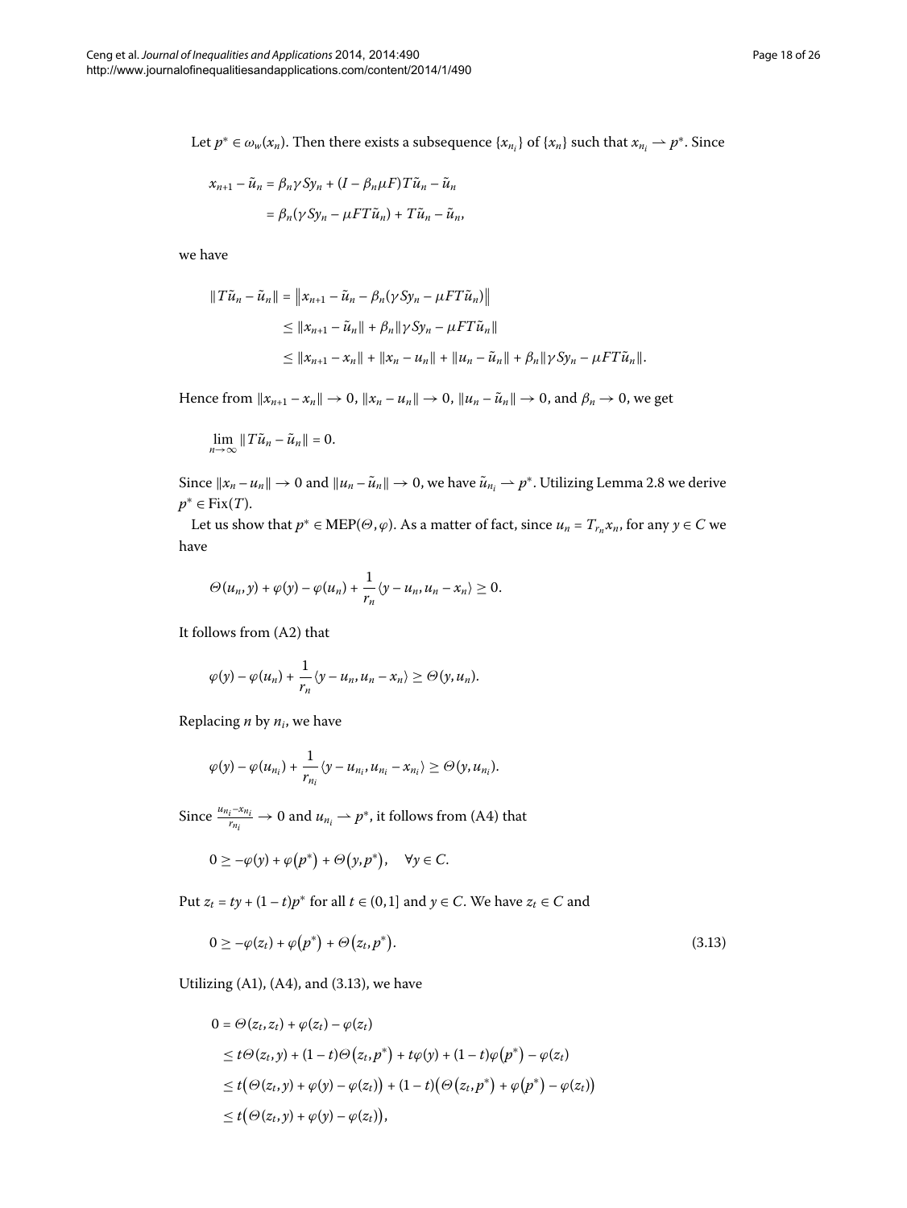Let $p^* \in \omega_w(x_n)$. Then there exists a subsequence $\{x_{n_i}\}$ of $\{x_n\}$ such that $x_{n_i} \rightharpoonup p^*$. Since

$$\begin{aligned}
x_{n+1} - \tilde{u}_n &= \beta_n \gamma S y_n + (I - \beta_n \mu F) T\tilde{u}_n - \tilde{u}_n \\
&= \beta_n (\gamma S y_n - \mu F T\tilde{u}_n) + T\tilde{u}_n - \tilde{u}_n,
\end{aligned}$$

we have

$$\begin{aligned}
\|T\tilde{u}_n - \tilde{u}_n\| &= \|x_{n+1} - \tilde{u}_n - \beta_n(\gamma S y_n - \mu F T\tilde{u}_n)\| \\
&\le \|x_{n+1} - \tilde{u}_n\| + \beta_n \|\gamma S y_n - \mu F T\tilde{u}_n\| \\
&\le \|x_{n+1} - x_n\| + \|x_n - u_n\| + \|u_n - \tilde{u}_n\| + \beta_n \|\gamma S y_n - \mu F T\tilde{u}_n\|.
\end{aligned}$$

Hence from $\|x_{n+1} - x_n\| \to 0$, $\|x_n - u_n\| \to 0$, $\|u_n - \tilde{u}_n\| \to 0$, and $\beta_n \to 0$, we get

$$\lim_{n\to\infty} \|T\tilde{u}_n - \tilde{u}_n\| = 0.$$

Since $\|x_n - u_n\| \to 0$ and $\|u_n - \tilde{u}_n\| \to 0$, we have $\tilde{u}_{n_i} \rightharpoonup p^*$. Utilizing Lemma 2.8 we derive $p^* \in \operatorname{Fix}(T)$.

Let us show that $p^* \in \operatorname{MEP}(\Theta, \varphi)$. As a matter of fact, since $u_n = T_{r_n} x_n$, for any $y \in C$ we have

$$\Theta(u_n, y) + \varphi(y) - \varphi(u_n) + \frac{1}{r_n}\langle y - u_n, u_n - x_n\rangle \ge 0.$$

It follows from (A2) that

$$\varphi(y) - \varphi(u_n) + \frac{1}{r_n}\langle y - u_n, u_n - x_n\rangle \ge \Theta(y, u_n).$$

Replacing $n$ by $n_i$, we have

$$\varphi(y) - \varphi(u_{n_i}) + \frac{1}{r_{n_i}}\langle y - u_{n_i}, u_{n_i} - x_{n_i}\rangle \ge \Theta(y, u_{n_i}).$$

Since $\frac{u_{n_i} - x_{n_i}}{r_{n_i}} \to 0$ and $u_{n_i} \rightharpoonup p^*$, it follows from (A4) that

$$0 \ge -\varphi(y) + \varphi(p^*) + \Theta(y, p^*), \quad \forall y \in C.$$

Put $z_t = ty + (1-t)p^*$ for all $t \in (0,1]$ and $y \in C$. We have $z_t \in C$ and

$$0 \ge -\varphi(z_t) + \varphi(p^*) + \Theta(z_t, p^*). \tag{3.13}$$

Utilizing (A1), (A4), and (3.13), we have

$$\begin{aligned}
0 &= \Theta(z_t, z_t) + \varphi(z_t) - \varphi(z_t) \\
&\le t\Theta(z_t, y) + (1-t)\Theta(z_t, p^*) + t\varphi(y) + (1-t)\varphi(p^*) - \varphi(z_t) \\
&\le t\big(\Theta(z_t, y) + \varphi(y) - \varphi(z_t)\big) + (1-t)\big(\Theta(z_t, p^*) + \varphi(p^*) - \varphi(z_t)\big) \\
&\le t\big(\Theta(z_t, y) + \varphi(y) - \varphi(z_t)\big),
\end{aligned}$$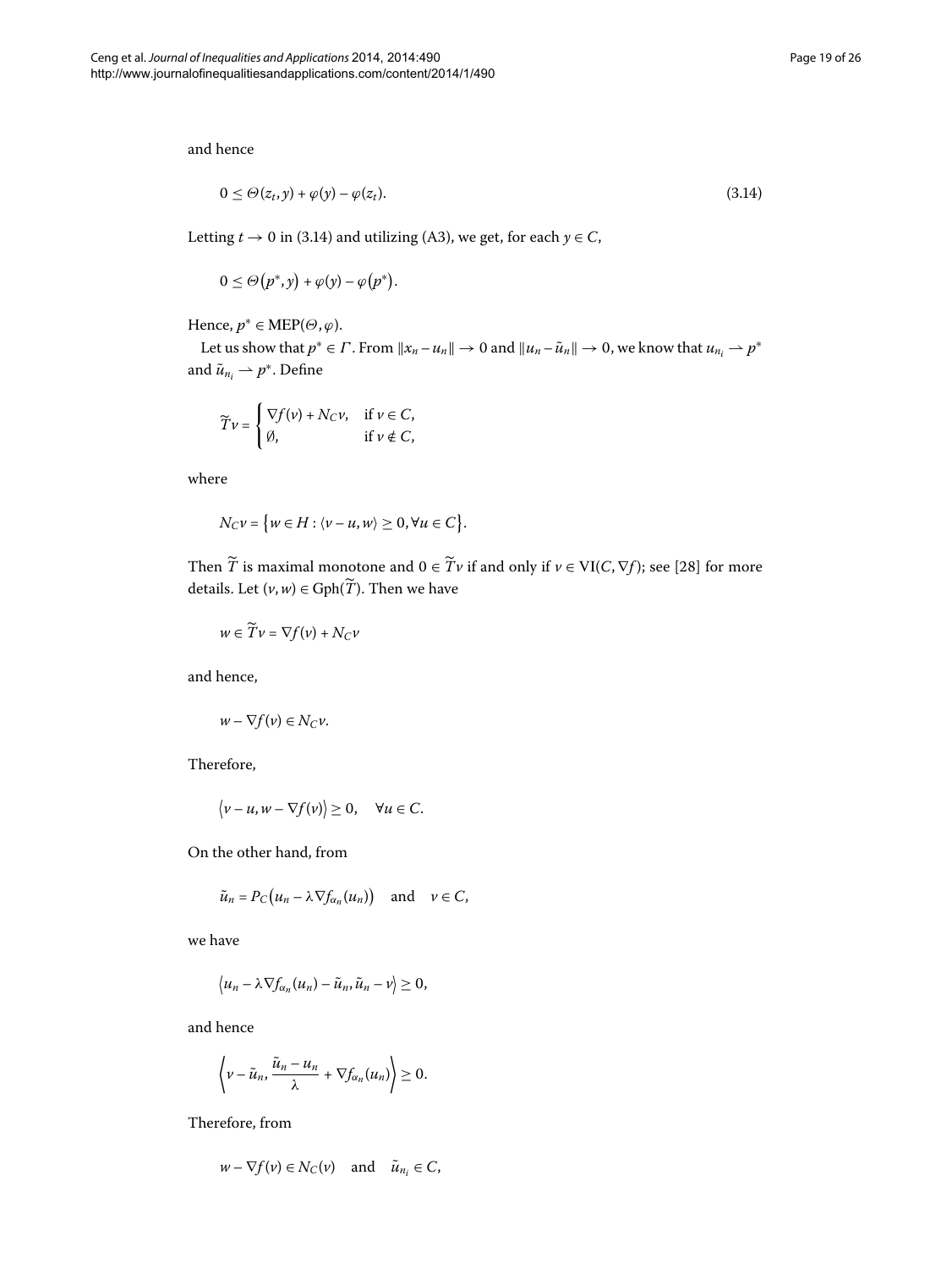and hence

$$0 \leq \Theta(z_t, y) + \varphi(y) - \varphi(z_t). \tag{3.14}$$

Letting $t \to 0$ in (3.14) and utilizing (A3), we get, for each $y \in C$,

$$0 \leq \Theta(p^*, y) + \varphi(y) - \varphi(p^*).$$

Hence, $p^* \in \mathrm{MEP}(\Theta, \varphi)$.

Let us show that $p^* \in \Gamma$. From $\|x_n - u_n\| \to 0$ and $\|u_n - \tilde{u}_n\| \to 0$, we know that $u_{n_i} \rightharpoonup p^*$ and $\tilde{u}_{n_i} \rightharpoonup p^*$. Define

$$\widetilde{T}v = \begin{cases} \nabla f(v) + N_C v, & \text{if } v \in C, \\ \emptyset, & \text{if } v \notin C, \end{cases}$$

where

$$N_C v = \{ w \in H : \langle v - u, w \rangle \geq 0, \forall u \in C \}.$$

Then $\widetilde{T}$ is maximal monotone and $0 \in \widetilde{T}v$ if and only if $v \in \mathrm{VI}(C, \nabla f)$; see [28] for more details. Let $(v, w) \in \mathrm{Gph}(\widetilde{T})$. Then we have

$$w \in \widetilde{T}v = \nabla f(v) + N_C v$$

and hence,

$$w - \nabla f(v) \in N_C v.$$

Therefore,

$$\langle v - u, w - \nabla f(v) \rangle \geq 0, \quad \forall u \in C.$$

On the other hand, from

$$\tilde{u}_n = P_C(u_n - \lambda \nabla f_{\alpha_n}(u_n)) \quad \text{and} \quad v \in C,$$

we have

$$\langle u_n - \lambda \nabla f_{\alpha_n}(u_n) - \tilde{u}_n, \tilde{u}_n - v \rangle \geq 0,$$

and hence

$$\left\langle v - \tilde{u}_n, \frac{\tilde{u}_n - u_n}{\lambda} + \nabla f_{\alpha_n}(u_n) \right\rangle \geq 0.$$

Therefore, from

$$w - \nabla f(v) \in N_C(v) \quad \text{and} \quad \tilde{u}_{n_i} \in C,$$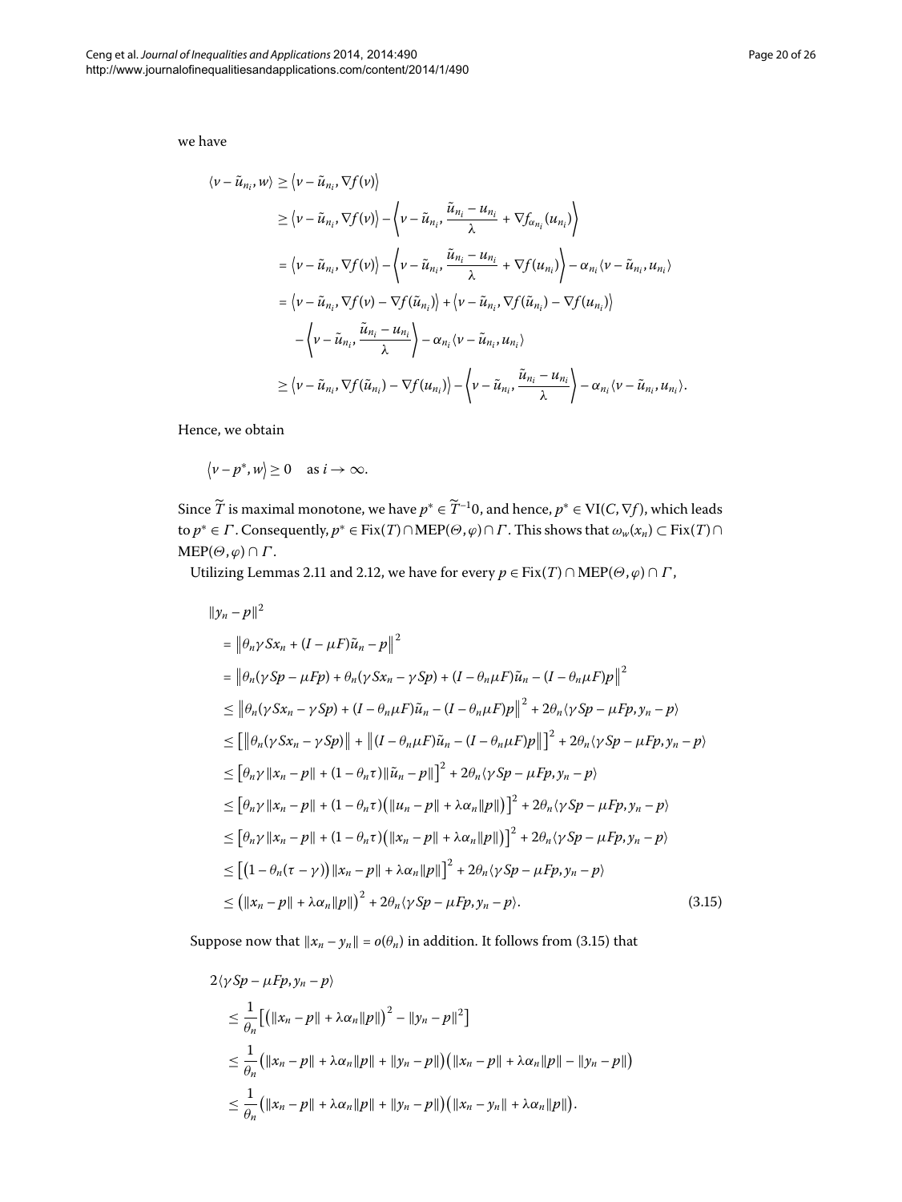we have

$$
\begin{aligned}
\langle v - \tilde{u}_{n_i}, w \rangle &\geq \langle v - \tilde{u}_{n_i}, \nabla f(v) \rangle \\
&\geq \langle v - \tilde{u}_{n_i}, \nabla f(v) \rangle - \left\langle v - \tilde{u}_{n_i}, \frac{\tilde{u}_{n_i} - u_{n_i}}{\lambda} + \nabla f_{\alpha_{n_i}}(u_{n_i}) \right\rangle \\
&= \langle v - \tilde{u}_{n_i}, \nabla f(v) \rangle - \left\langle v - \tilde{u}_{n_i}, \frac{\tilde{u}_{n_i} - u_{n_i}}{\lambda} + \nabla f(u_{n_i}) \right\rangle - \alpha_{n_i} \langle v - \tilde{u}_{n_i}, u_{n_i} \rangle \\
&= \langle v - \tilde{u}_{n_i}, \nabla f(v) - \nabla f(\tilde{u}_{n_i}) \rangle + \langle v - \tilde{u}_{n_i}, \nabla f(\tilde{u}_{n_i}) - \nabla f(u_{n_i}) \rangle \\
&\quad - \left\langle v - \tilde{u}_{n_i}, \frac{\tilde{u}_{n_i} - u_{n_i}}{\lambda} \right\rangle - \alpha_{n_i} \langle v - \tilde{u}_{n_i}, u_{n_i} \rangle \\
&\geq \langle v - \tilde{u}_{n_i}, \nabla f(\tilde{u}_{n_i}) - \nabla f(u_{n_i}) \rangle - \left\langle v - \tilde{u}_{n_i}, \frac{\tilde{u}_{n_i} - u_{n_i}}{\lambda} \right\rangle - \alpha_{n_i} \langle v - \tilde{u}_{n_i}, u_{n_i} \rangle.
\end{aligned}
$$

Hence, we obtain

$$
\langle v - p^*, w \rangle \geq 0 \quad \text{as } i \to \infty.
$$

Since $\widetilde{T}$ is maximal monotone, we have $p^* \in \widetilde{T}^{-1}0$, and hence, $p^* \in \mathrm{VI}(C, \nabla f)$, which leads to $p^* \in \Gamma$. Consequently, $p^* \in \mathrm{Fix}(T) \cap \mathrm{MEP}(\Theta, \varphi) \cap \Gamma$. This shows that $\omega_w(x_n) \subset \mathrm{Fix}(T) \cap \mathrm{MEP}(\Theta, \varphi) \cap \Gamma$.

Utilizing Lemmas 2.11 and 2.12, we have for every $p \in \mathrm{Fix}(T) \cap \mathrm{MEP}(\Theta, \varphi) \cap \Gamma$,

$$
\begin{aligned}
&\|y_n - p\|^2 \\
&= \left\| \theta_n \gamma S x_n + (I - \mu F)\tilde{u}_n - p \right\|^2 \\
&= \left\| \theta_n (\gamma S p - \mu F p) + \theta_n (\gamma S x_n - \gamma S p) + (I - \theta_n \mu F)\tilde{u}_n - (I - \theta_n \mu F)p \right\|^2 \\
&\leq \left\| \theta_n (\gamma S x_n - \gamma S p) + (I - \theta_n \mu F)\tilde{u}_n - (I - \theta_n \mu F)p \right\|^2 + 2\theta_n \langle \gamma S p - \mu F p, y_n - p \rangle \\
&\leq \left[ \left\| \theta_n (\gamma S x_n - \gamma S p) \right\| + \left\| (I - \theta_n \mu F)\tilde{u}_n - (I - \theta_n \mu F)p \right\| \right]^2 + 2\theta_n \langle \gamma S p - \mu F p, y_n - p \rangle \\
&\leq \left[ \theta_n \gamma \|x_n - p\| + (1 - \theta_n \tau)\|\tilde{u}_n - p\| \right]^2 + 2\theta_n \langle \gamma S p - \mu F p, y_n - p \rangle \\
&\leq \left[ \theta_n \gamma \|x_n - p\| + (1 - \theta_n \tau)\left( \|u_n - p\| + \lambda \alpha_n \|p\| \right) \right]^2 + 2\theta_n \langle \gamma S p - \mu F p, y_n - p \rangle \\
&\leq \left[ \theta_n \gamma \|x_n - p\| + (1 - \theta_n \tau)\left( \|x_n - p\| + \lambda \alpha_n \|p\| \right) \right]^2 + 2\theta_n \langle \gamma S p - \mu F p, y_n - p \rangle \\
&\leq \left[ \left(1 - \theta_n (\tau - \gamma)\right) \|x_n - p\| + \lambda \alpha_n \|p\| \right]^2 + 2\theta_n \langle \gamma S p - \mu F p, y_n - p \rangle \\
&\leq \left( \|x_n - p\| + \lambda \alpha_n \|p\| \right)^2 + 2\theta_n \langle \gamma S p - \mu F p, y_n - p \rangle. 
\end{aligned} \tag{3.15}
$$

Suppose now that $\|x_n - y_n\| = o(\theta_n)$ in addition. It follows from (3.15) that

$$
\begin{aligned}
&2\langle \gamma S p - \mu F p, y_n - p \rangle \\
&\leq \frac{1}{\theta_n} \left[ \left( \|x_n - p\| + \lambda \alpha_n \|p\| \right)^2 - \|y_n - p\|^2 \right] \\
&\leq \frac{1}{\theta_n} \left( \|x_n - p\| + \lambda \alpha_n \|p\| + \|y_n - p\| \right) \left( \|x_n - p\| + \lambda \alpha_n \|p\| - \|y_n - p\| \right) \\
&\leq \frac{1}{\theta_n} \left( \|x_n - p\| + \lambda \alpha_n \|p\| + \|y_n - p\| \right) \left( \|x_n - y_n\| + \lambda \alpha_n \|p\| \right).
\end{aligned}
$$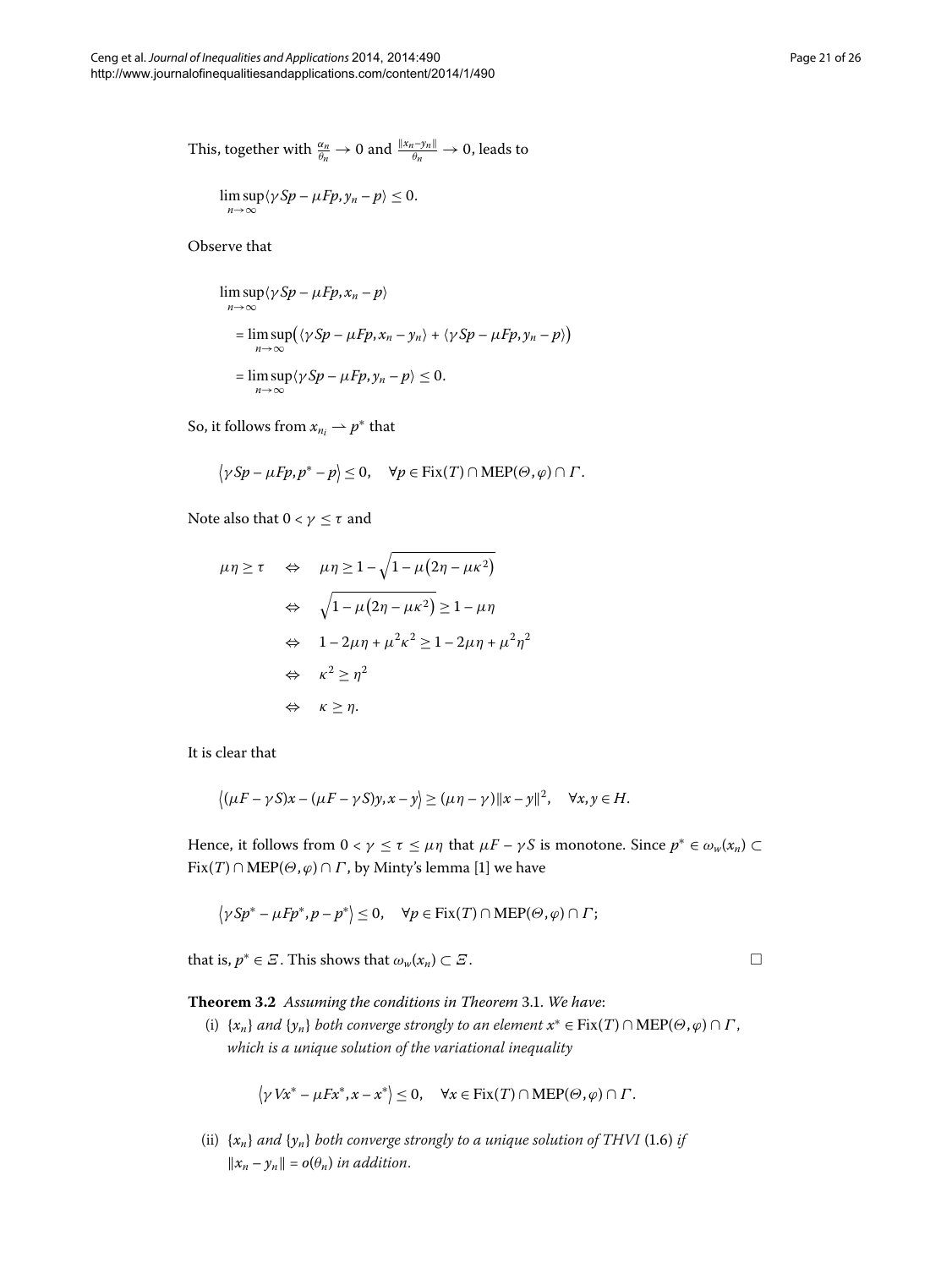This, together with $\frac{\alpha_n}{\theta_n} \to 0$ and $\frac{\|x_n - y_n\|}{\theta_n} \to 0$, leads to

$$\limsup_{n\to\infty}\langle \gamma Sp - \mu Fp, y_n - p\rangle \le 0.$$

Observe that

$$\begin{aligned}
&\limsup_{n\to\infty}\langle \gamma Sp - \mu Fp, x_n - p\rangle \\
&\quad = \limsup_{n\to\infty}\big(\langle \gamma Sp - \mu Fp, x_n - y_n\rangle + \langle \gamma Sp - \mu Fp, y_n - p\rangle\big) \\
&\quad = \limsup_{n\to\infty}\langle \gamma Sp - \mu Fp, y_n - p\rangle \le 0.
\end{aligned}$$

So, it follows from $x_{n_i} \rightharpoonup p^*$ that

$$\langle \gamma Sp - \mu Fp, p^* - p\rangle \le 0, \quad \forall p \in \operatorname{Fix}(T) \cap \operatorname{MEP}(\Theta, \varphi) \cap \Gamma.$$

Note also that $0 < \gamma \le \tau$ and

$$\begin{aligned}
\mu\eta \ge \tau \quad &\Leftrightarrow \quad \mu\eta \ge 1 - \sqrt{1 - \mu(2\eta - \mu\kappa^2)} \\
&\Leftrightarrow \quad \sqrt{1 - \mu(2\eta - \mu\kappa^2)} \ge 1 - \mu\eta \\
&\Leftrightarrow \quad 1 - 2\mu\eta + \mu^2\kappa^2 \ge 1 - 2\mu\eta + \mu^2\eta^2 \\
&\Leftrightarrow \quad \kappa^2 \ge \eta^2 \\
&\Leftrightarrow \quad \kappa \ge \eta.
\end{aligned}$$

It is clear that

$$\langle (\mu F - \gamma S)x - (\mu F - \gamma S)y, x - y\rangle \ge (\mu\eta - \gamma)\|x - y\|^2, \quad \forall x, y \in H.$$

Hence, it follows from $0 < \gamma \le \tau \le \mu\eta$ that $\mu F - \gamma S$ is monotone. Since $p^* \in \omega_w(x_n) \subset \operatorname{Fix}(T) \cap \operatorname{MEP}(\Theta, \varphi) \cap \Gamma$, by Minty's lemma [1] we have

$$\langle \gamma Sp^* - \mu Fp^*, p - p^*\rangle \le 0, \quad \forall p \in \operatorname{Fix}(T) \cap \operatorname{MEP}(\Theta, \varphi) \cap \Gamma;$$

that is, $p^* \in \Xi$. This shows that $\omega_w(x_n) \subset \Xi$. $\square$

**Theorem 3.2** *Assuming the conditions in Theorem* 3.1. *We have*:

(i) $\{x_n\}$ *and* $\{y_n\}$ *both converge strongly to an element* $x^* \in \operatorname{Fix}(T) \cap \operatorname{MEP}(\Theta, \varphi) \cap \Gamma$, *which is a unique solution of the variational inequality*

$$\langle \gamma Vx^* - \mu Fx^*, x - x^*\rangle \le 0, \quad \forall x \in \operatorname{Fix}(T) \cap \operatorname{MEP}(\Theta, \varphi) \cap \Gamma.$$

(ii) $\{x_n\}$ *and* $\{y_n\}$ *both converge strongly to a unique solution of THVI* (1.6) *if* $\|x_n - y_n\| = o(\theta_n)$ *in addition.*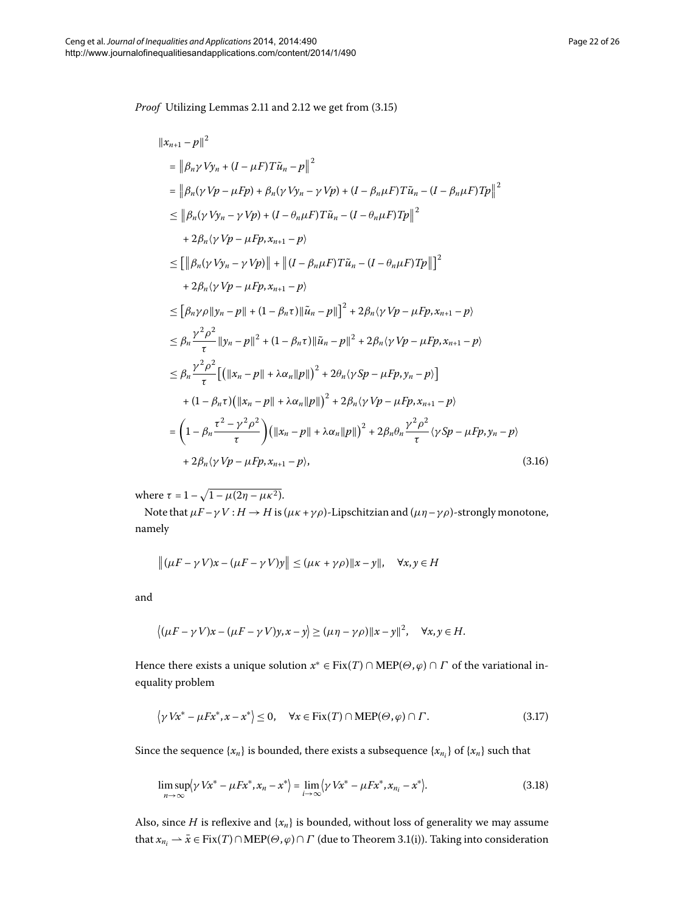*Proof* Utilizing Lemmas 2.11 and 2.12 we get from (3.15)

$$
\begin{aligned}
&\|x_{n+1} - p\|^2 \\
&= \bigl\|\beta_n \gamma V y_n + (I - \mu F) T\tilde{u}_n - p\bigr\|^2 \\
&= \bigl\|\beta_n(\gamma Vp - \mu Fp) + \beta_n(\gamma V y_n - \gamma Vp) + (I - \beta_n \mu F)T\tilde{u}_n - (I - \beta_n \mu F)Tp\bigr\|^2 \\
&\le \bigl\|\beta_n(\gamma V y_n - \gamma Vp) + (I - \theta_n \mu F)T\tilde{u}_n - (I - \theta_n \mu F)Tp\bigr\|^2 \\
&\quad + 2\beta_n \langle \gamma Vp - \mu Fp, x_{n+1} - p\rangle \\
&\le \bigl[\bigl\|\beta_n(\gamma V y_n - \gamma Vp)\bigr\| + \bigl\|(I - \beta_n \mu F)T\tilde{u}_n - (I - \theta_n \mu F)Tp\bigr\|\bigr]^2 \\
&\quad + 2\beta_n \langle \gamma Vp - \mu Fp, x_{n+1} - p\rangle \\
&\le \bigl[\beta_n \gamma \rho \|y_n - p\| + (1 - \beta_n \tau)\|\tilde{u}_n - p\|\bigr]^2 + 2\beta_n \langle \gamma Vp - \mu Fp, x_{n+1} - p\rangle \\
&\le \beta_n \frac{\gamma^2 \rho^2}{\tau} \|y_n - p\|^2 + (1 - \beta_n \tau)\|\tilde{u}_n - p\|^2 + 2\beta_n \langle \gamma Vp - \mu Fp, x_{n+1} - p\rangle \\
&\le \beta_n \frac{\gamma^2 \rho^2}{\tau} \bigl[\bigl(\|x_n - p\| + \lambda \alpha_n \|p\|\bigr)^2 + 2\theta_n \langle \gamma Sp - \mu Fp, y_n - p\rangle\bigr] \\
&\quad + (1 - \beta_n \tau)\bigl(\|x_n - p\| + \lambda \alpha_n \|p\|\bigr)^2 + 2\beta_n \langle \gamma Vp - \mu Fp, x_{n+1} - p\rangle \\
&= \left(1 - \beta_n \frac{\tau^2 - \gamma^2 \rho^2}{\tau}\right)\bigl(\|x_n - p\| + \lambda \alpha_n \|p\|\bigr)^2 + 2\beta_n \theta_n \frac{\gamma^2 \rho^2}{\tau} \langle \gamma Sp - \mu Fp, y_n - p\rangle \\
&\quad + 2\beta_n \langle \gamma Vp - \mu Fp, x_{n+1} - p\rangle,
\end{aligned}
\tag{3.16}
$$

where $\tau = 1 - \sqrt{1 - \mu(2\eta - \mu\kappa^2)}$.

Note that $\mu F - \gamma V : H \to H$ is $(\mu\kappa + \gamma\rho)$-Lipschitzian and $(\mu\eta - \gamma\rho)$-strongly monotone, namely

$$
\bigl\|(\mu F - \gamma V)x - (\mu F - \gamma V)y\bigr\| \le (\mu\kappa + \gamma\rho)\|x - y\|, \quad \forall x, y \in H
$$

and

$$
\bigl\langle(\mu F - \gamma V)x - (\mu F - \gamma V)y, x - y\bigr\rangle \ge (\mu\eta - \gamma\rho)\|x - y\|^2, \quad \forall x, y \in H.
$$

Hence there exists a unique solution $x^* \in \operatorname{Fix}(T) \cap \operatorname{MEP}(\Theta, \varphi) \cap \Gamma$ of the variational inequality problem

$$
\bigl\langle \gamma V x^* - \mu F x^*, x - x^* \bigr\rangle \le 0, \quad \forall x \in \operatorname{Fix}(T) \cap \operatorname{MEP}(\Theta, \varphi) \cap \Gamma. \tag{3.17}
$$

Since the sequence $\{x_n\}$ is bounded, there exists a subsequence $\{x_{n_i}\}$ of $\{x_n\}$ such that

$$
\limsup_{n \to \infty} \bigl\langle \gamma V x^* - \mu F x^*, x_n - x^* \bigr\rangle = \lim_{i \to \infty} \bigl\langle \gamma V x^* - \mu F x^*, x_{n_i} - x^* \bigr\rangle. \tag{3.18}
$$

Also, since $H$ is reflexive and $\{x_n\}$ is bounded, without loss of generality we may assume that $x_{n_i} \rightharpoonup \bar{x} \in \operatorname{Fix}(T) \cap \operatorname{MEP}(\Theta, \varphi) \cap \Gamma$ (due to Theorem 3.1(i)). Taking into consideration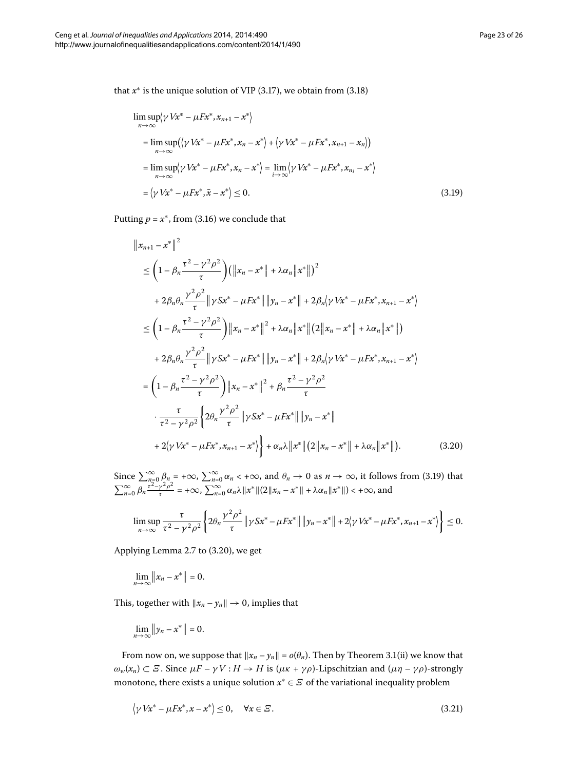that $x^*$ is the unique solution of VIP (3.17), we obtain from (3.18)

$$
\begin{aligned}
&\limsup_{n\to\infty}\langle \gamma Vx^* - \mu Fx^*, x_{n+1} - x^*\rangle \\
&\quad = \limsup_{n\to\infty}\bigl(\langle \gamma Vx^* - \mu Fx^*, x_n - x^*\rangle + \langle \gamma Vx^* - \mu Fx^*, x_{n+1} - x_n\rangle\bigr) \\
&\quad = \limsup_{n\to\infty}\langle \gamma Vx^* - \mu Fx^*, x_n - x^*\rangle = \lim_{i\to\infty}\langle \gamma Vx^* - \mu Fx^*, x_{n_i} - x^*\rangle \\
&\quad = \langle \gamma Vx^* - \mu Fx^*, \tilde{x} - x^*\rangle \le 0. 
\end{aligned} \tag{3.19}
$$

Putting $p = x^*$, from (3.16) we conclude that

$$
\begin{aligned}
&\|x_{n+1} - x^*\|^2 \\
&\quad \le \biggl(1 - \beta_n \frac{\tau^2 - \gamma^2\rho^2}{\tau}\biggr)\bigl(\|x_n - x^*\| + \lambda\alpha_n\|x^*\|\bigr)^2 \\
&\qquad + 2\beta_n\theta_n\frac{\gamma^2\rho^2}{\tau}\|\gamma Sx^* - \mu Fx^*\|\|y_n - x^*\| + 2\beta_n\langle \gamma Vx^* - \mu Fx^*, x_{n+1} - x^*\rangle \\
&\quad \le \biggl(1 - \beta_n \frac{\tau^2 - \gamma^2\rho^2}{\tau}\biggr)\|x_n - x^*\|^2 + \lambda\alpha_n\|x^*\|\bigl(2\|x_n - x^*\| + \lambda\alpha_n\|x^*\|\bigr) \\
&\qquad + 2\beta_n\theta_n\frac{\gamma^2\rho^2}{\tau}\|\gamma Sx^* - \mu Fx^*\|\|y_n - x^*\| + 2\beta_n\langle \gamma Vx^* - \mu Fx^*, x_{n+1} - x^*\rangle \\
&\quad = \biggl(1 - \beta_n \frac{\tau^2 - \gamma^2\rho^2}{\tau}\biggr)\|x_n - x^*\|^2 + \beta_n\frac{\tau^2 - \gamma^2\rho^2}{\tau} \\
&\qquad \cdot \frac{\tau}{\tau^2 - \gamma^2\rho^2}\biggl\{2\theta_n\frac{\gamma^2\rho^2}{\tau}\|\gamma Sx^* - \mu Fx^*\|\|y_n - x^*\| \\
&\qquad + 2\langle \gamma Vx^* - \mu Fx^*, x_{n+1} - x^*\rangle\biggr\} + \alpha_n\lambda\|x^*\|\bigl(2\|x_n - x^*\| + \lambda\alpha_n\|x^*\|\bigr). 
\end{aligned} \tag{3.20}
$$

Since $\sum_{n=0}^{\infty}\beta_n = +\infty$, $\sum_{n=0}^{\infty}\alpha_n < +\infty$, and $\theta_n \to 0$ as $n \to \infty$, it follows from (3.19) that $\sum_{n=0}^{\infty}\beta_n\frac{\tau^2-\gamma^2\rho^2}{\tau} = +\infty$, $\sum_{n=0}^{\infty}\alpha_n\lambda\|x^*\|(2\|x_n - x^*\| + \lambda\alpha_n\|x^*\|) < +\infty$, and

$$
\limsup_{n\to\infty}\frac{\tau}{\tau^2 - \gamma^2\rho^2}\biggl\{2\theta_n\frac{\gamma^2\rho^2}{\tau}\|\gamma Sx^* - \mu Fx^*\|\|y_n - x^*\| + 2\langle \gamma Vx^* - \mu Fx^*, x_{n+1} - x^*\rangle\biggr\} \le 0.
$$

Applying Lemma 2.7 to (3.20), we get

$$
\lim_{n\to\infty}\|x_n - x^*\| = 0.
$$

This, together with $\|x_n - y_n\| \to 0$, implies that

$$
\lim_{n\to\infty}\|y_n - x^*\| = 0.
$$

From now on, we suppose that $\|x_n - y_n\| = o(\theta_n)$. Then by Theorem 3.1(ii) we know that $\omega_w(x_n) \subset \Xi$. Since $\mu F - \gamma V : H \to H$ is $(\mu\kappa + \gamma\rho)$-Lipschitzian and $(\mu\eta - \gamma\rho)$-strongly monotone, there exists a unique solution $x^* \in \Xi$ of the variational inequality problem

$$
\langle \gamma Vx^* - \mu Fx^*, x - x^*\rangle \le 0, \quad \forall x \in \Xi. \tag{3.21}
$$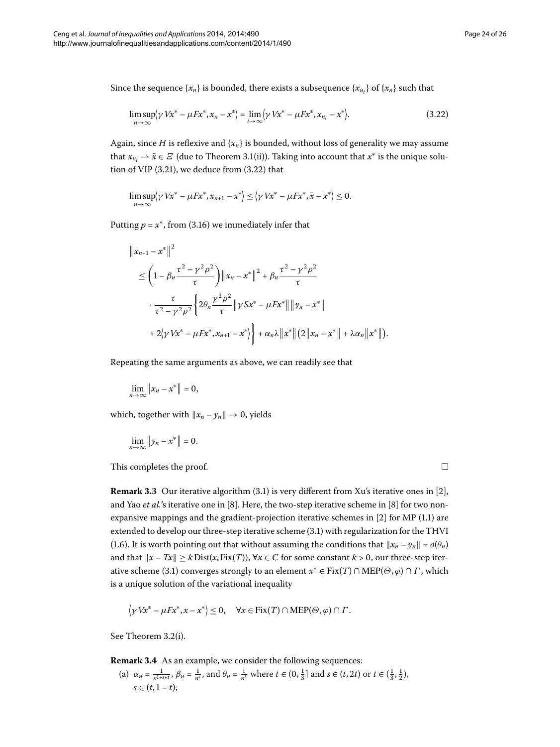Since the sequence $\{x_n\}$ is bounded, there exists a subsequence $\{x_{n_i}\}$ of $\{x_n\}$ such that

$$\limsup_{n\to\infty}\langle \gamma Vx^* - \mu Fx^*, x_n - x^*\rangle = \lim_{i\to\infty}\langle \gamma Vx^* - \mu Fx^*, x_{n_i} - x^*\rangle. \tag{3.22}$$

Again, since $H$ is reflexive and $\{x_n\}$ is bounded, without loss of generality we may assume that $x_{n_i} \rightharpoonup \bar{x} \in \Xi$ (due to Theorem 3.1(ii)). Taking into account that $x^*$ is the unique solution of VIP (3.21), we deduce from (3.22) that

$$\limsup_{n\to\infty}\langle \gamma Vx^* - \mu Fx^*, x_{n+1} - x^*\rangle \le \langle \gamma Vx^* - \mu Fx^*, \bar{x} - x^*\rangle \le 0.$$

Putting $p = x^*$, from (3.16) we immediately infer that

$$\begin{aligned}
&\|x_{n+1} - x^*\|^2 \\
&\quad\le \left(1 - \beta_n \frac{\tau^2 - \gamma^2\rho^2}{\tau}\right)\|x_n - x^*\|^2 + \beta_n \frac{\tau^2 - \gamma^2\rho^2}{\tau} \\
&\qquad\cdot \frac{\tau}{\tau^2 - \gamma^2\rho^2}\left\{2\theta_n \frac{\gamma^2\rho^2}{\tau}\|\gamma Sx^* - \mu Fx^*\|\|y_n - x^*\| \right.\\
&\qquad\left. + 2\langle \gamma Vx^* - \mu Fx^*, x_{n+1} - x^*\rangle\right\} + \alpha_n\lambda\|x^*\|\big(2\|x_n - x^*\| + \lambda\alpha_n\|x^*\|\big).
\end{aligned}$$

Repeating the same arguments as above, we can readily see that

$$\lim_{n\to\infty}\|x_n - x^*\| = 0,$$

which, together with $\|x_n - y_n\| \to 0$, yields

$$\lim_{n\to\infty}\|y_n - x^*\| = 0.$$

This completes the proof. □

**Remark 3.3** Our iterative algorithm (3.1) is very different from Xu's iterative ones in [2], and Yao *et al.*'s iterative one in [8]. Here, the two-step iterative scheme in [8] for two nonexpansive mappings and the gradient-projection iterative schemes in [2] for MP (1.1) are extended to develop our three-step iterative scheme (3.1) with regularization for the THVI (1.6). It is worth pointing out that without assuming the conditions that $\|x_n - y_n\| = o(\theta_n)$ and that $\|x - Tx\| \ge k\,\mathrm{Dist}(x, \mathrm{Fix}(T))$, $\forall x \in C$ for some constant $k > 0$, our three-step iterative scheme (3.1) converges strongly to an element $x^* \in \mathrm{Fix}(T) \cap \mathrm{MEP}(\Theta, \varphi) \cap \Gamma$, which is a unique solution of the variational inequality

$$\langle \gamma Vx^* - \mu Fx^*, x - x^*\rangle \le 0, \quad \forall x \in \mathrm{Fix}(T) \cap \mathrm{MEP}(\Theta, \varphi) \cap \Gamma.$$

See Theorem 3.2(i).

**Remark 3.4** As an example, we consider the following sequences:

(a) $\alpha_n = \frac{1}{n^{1+s+t}}$, $\beta_n = \frac{1}{n^s}$, and $\theta_n = \frac{1}{n^t}$ where $t \in (0, \frac{1}{3}]$ and $s \in (t, 2t)$ or $t \in (\frac{1}{3}, \frac{1}{2})$, $s \in (t, 1-t)$;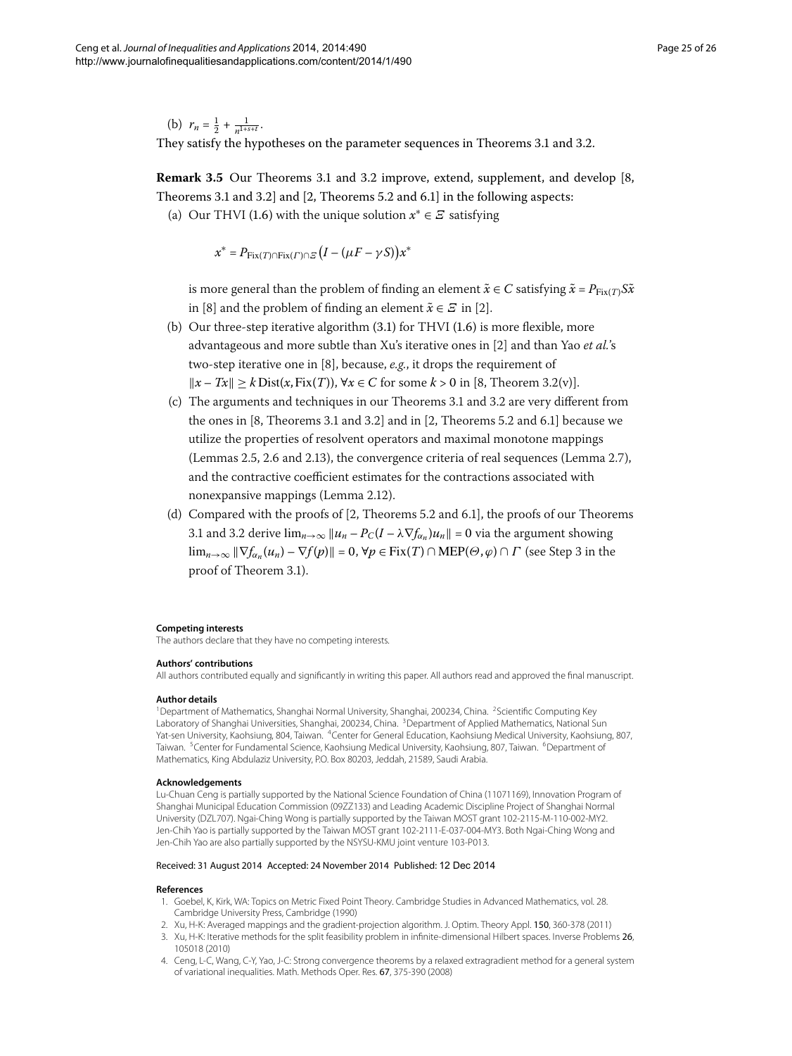(b) $r_n = \frac{1}{2} + \frac{1}{n^{1+s+t}}$.

They satisfy the hypotheses on the parameter sequences in Theorems 3.1 and 3.2.

**Remark 3.5** Our Theorems 3.1 and 3.2 improve, extend, supplement, and develop [8, Theorems 3.1 and 3.2] and [2, Theorems 5.2 and 6.1] in the following aspects:

(a) Our THVI (1.6) with the unique solution $x^* \in \Xi$ satisfying

$$x^* = P_{\mathrm{Fix}(T)\cap\mathrm{Fix}(\Gamma)\cap\Xi}\big(I - (\mu F - \gamma S)\big)x^*$$

is more general than the problem of finding an element $\tilde{x} \in C$ satisfying $\tilde{x} = P_{\mathrm{Fix}(T)}S\tilde{x}$ in [8] and the problem of finding an element $\tilde{x} \in \Xi$ in [2].

(b) Our three-step iterative algorithm (3.1) for THVI (1.6) is more flexible, more advantageous and more subtle than Xu's iterative ones in [2] and than Yao *et al.*'s two-step iterative one in [8], because, *e.g.*, it drops the requirement of $\|x - Tx\| \geq k\,\mathrm{Dist}(x, \mathrm{Fix}(T))$, $\forall x \in C$ for some $k > 0$ in [8, Theorem 3.2(v)].

(c) The arguments and techniques in our Theorems 3.1 and 3.2 are very different from the ones in [8, Theorems 3.1 and 3.2] and in [2, Theorems 5.2 and 6.1] because we utilize the properties of resolvent operators and maximal monotone mappings (Lemmas 2.5, 2.6 and 2.13), the convergence criteria of real sequences (Lemma 2.7), and the contractive coefficient estimates for the contractions associated with nonexpansive mappings (Lemma 2.12).

(d) Compared with the proofs of [2, Theorems 5.2 and 6.1], the proofs of our Theorems 3.1 and 3.2 derive $\lim_{n\to\infty}\|u_n - P_C(I - \lambda\nabla f_{\alpha_n})u_n\| = 0$ via the argument showing $\lim_{n\to\infty}\|\nabla f_{\alpha_n}(u_n) - \nabla f(p)\| = 0$, $\forall p \in \mathrm{Fix}(T) \cap \mathrm{MEP}(\Theta, \varphi) \cap \Gamma$ (see Step 3 in the proof of Theorem 3.1).

#### Competing interests

The authors declare that they have no competing interests.

#### Authors' contributions

All authors contributed equally and significantly in writing this paper. All authors read and approved the final manuscript.

#### Author details

[1]Department of Mathematics, Shanghai Normal University, Shanghai, 200234, China. [2]Scientific Computing Key Laboratory of Shanghai Universities, Shanghai, 200234, China. [3]Department of Applied Mathematics, National Sun Yat-sen University, Kaohsiung, 804, Taiwan. [4]Center for General Education, Kaohsiung Medical University, Kaohsiung, 807, Taiwan. [5]Center for Fundamental Science, Kaohsiung Medical University, Kaohsiung, 807, Taiwan. [6]Department of Mathematics, King Abdulaziz University, P.O. Box 80203, Jeddah, 21589, Saudi Arabia.

#### Acknowledgements

Lu-Chuan Ceng is partially supported by the National Science Foundation of China (11071169), Innovation Program of Shanghai Municipal Education Commission (09ZZ133) and Leading Academic Discipline Project of Shanghai Normal University (DZL707). Ngai-Ching Wong is partially supported by the Taiwan MOST grant 102-2115-M-110-002-MY2. Jen-Chih Yao is partially supported by the Taiwan MOST grant 102-2111-E-037-004-MY3. Both Ngai-Ching Wong and Jen-Chih Yao are also partially supported by the NSYSU-KMU joint venture 103-P013.

Received: 31 August 2014 Accepted: 24 November 2014 Published: 12 Dec 2014

#### References

1. Goebel, K, Kirk, WA: Topics on Metric Fixed Point Theory. Cambridge Studies in Advanced Mathematics, vol. 28. Cambridge University Press, Cambridge (1990)
2. Xu, H-K: Averaged mappings and the gradient-projection algorithm. J. Optim. Theory Appl. **150**, 360-378 (2011)
3. Xu, H-K: Iterative methods for the split feasibility problem in infinite-dimensional Hilbert spaces. Inverse Problems **26**, 105018 (2010)
4. Ceng, L-C, Wang, C-Y, Yao, J-C: Strong convergence theorems by a relaxed extragradient method for a general system of variational inequalities. Math. Methods Oper. Res. **67**, 375-390 (2008)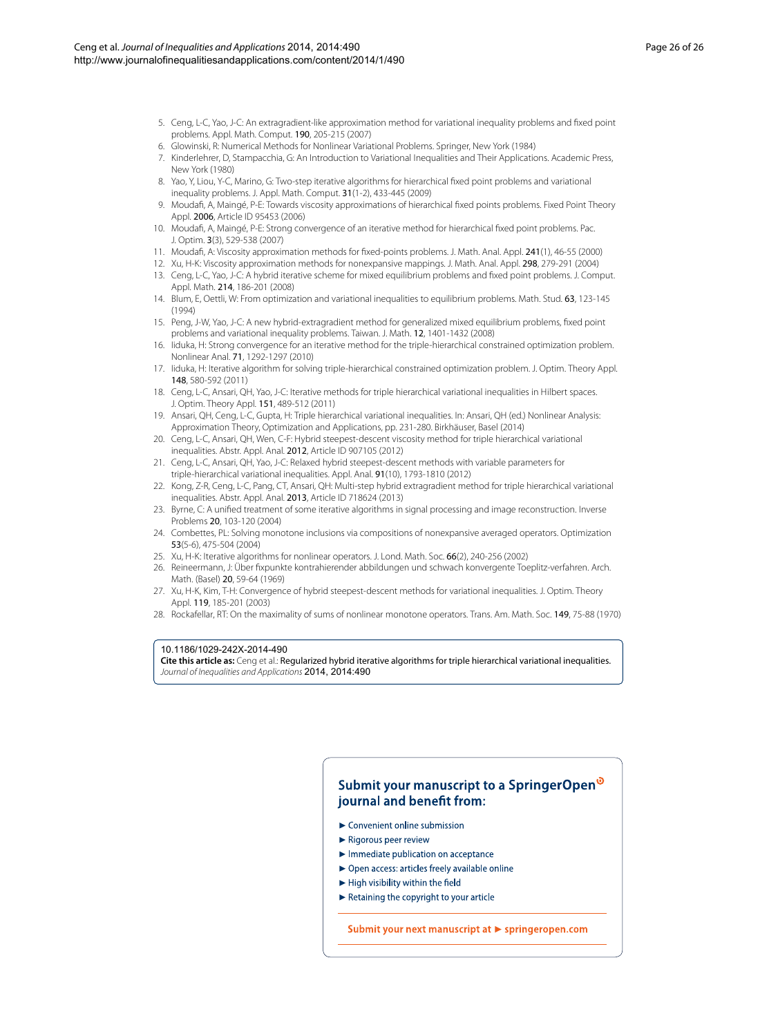5. Ceng, L-C, Yao, J-C: An extragradient-like approximation method for variational inequality problems and fixed point problems. Appl. Math. Comput. **190**, 205-215 (2007)
6. Glowinski, R: Numerical Methods for Nonlinear Variational Problems. Springer, New York (1984)
7. Kinderlehrer, D, Stampacchia, G: An Introduction to Variational Inequalities and Their Applications. Academic Press, New York (1980)
8. Yao, Y, Liou, Y-C, Marino, G: Two-step iterative algorithms for hierarchical fixed point problems and variational inequality problems. J. Appl. Math. Comput. **31**(1-2), 433-445 (2009)
9. Moudafi, A, Maingé, P-E: Towards viscosity approximations of hierarchical fixed points problems. Fixed Point Theory Appl. **2006**, Article ID 95453 (2006)
10. Moudafi, A, Maingé, P-E: Strong convergence of an iterative method for hierarchical fixed point problems. Pac. J. Optim. **3**(3), 529-538 (2007)
11. Moudafi, A: Viscosity approximation methods for fixed-points problems. J. Math. Anal. Appl. **241**(1), 46-55 (2000)
12. Xu, H-K: Viscosity approximation methods for nonexpansive mappings. J. Math. Anal. Appl. **298**, 279-291 (2004)
13. Ceng, L-C, Yao, J-C: A hybrid iterative scheme for mixed equilibrium problems and fixed point problems. J. Comput. Appl. Math. **214**, 186-201 (2008)
14. Blum, E, Oettli, W: From optimization and variational inequalities to equilibrium problems. Math. Stud. **63**, 123-145 (1994)
15. Peng, J-W, Yao, J-C: A new hybrid-extragradient method for generalized mixed equilibrium problems, fixed point problems and variational inequality problems. Taiwan. J. Math. **12**, 1401-1432 (2008)
16. Iiduka, H: Strong convergence for an iterative method for the triple-hierarchical constrained optimization problem. Nonlinear Anal. **71**, 1292-1297 (2010)
17. Iiduka, H: Iterative algorithm for solving triple-hierarchical constrained optimization problem. J. Optim. Theory Appl. **148**, 580-592 (2011)
18. Ceng, L-C, Ansari, QH, Yao, J-C: Iterative methods for triple hierarchical variational inequalities in Hilbert spaces. J. Optim. Theory Appl. **151**, 489-512 (2011)
19. Ansari, QH, Ceng, L-C, Gupta, H: Triple hierarchical variational inequalities. In: Ansari, QH (ed.) Nonlinear Analysis: Approximation Theory, Optimization and Applications, pp. 231-280. Birkhäuser, Basel (2014)
20. Ceng, L-C, Ansari, QH, Wen, C-F: Hybrid steepest-descent viscosity method for triple hierarchical variational inequalities. Abstr. Appl. Anal. **2012**, Article ID 907105 (2012)
21. Ceng, L-C, Ansari, QH, Yao, J-C: Relaxed hybrid steepest-descent methods with variable parameters for triple-hierarchical variational inequalities. Appl. Anal. **91**(10), 1793-1810 (2012)
22. Kong, Z-R, Ceng, L-C, Pang, CT, Ansari, QH: Multi-step hybrid extragradient method for triple hierarchical variational inequalities. Abstr. Appl. Anal. **2013**, Article ID 718624 (2013)
23. Byrne, C: A unified treatment of some iterative algorithms in signal processing and image reconstruction. Inverse Problems **20**, 103-120 (2004)
24. Combettes, PL: Solving monotone inclusions via compositions of nonexpansive averaged operators. Optimization **53**(5-6), 475-504 (2004)
25. Xu, H-K: Iterative algorithms for nonlinear operators. J. Lond. Math. Soc. **66**(2), 240-256 (2002)
26. Reineermann, J: Über fixpunkte kontrahierender abbildungen und schwach konvergente Toeplitz-verfahren. Arch. Math. (Basel) **20**, 59-64 (1969)
27. Xu, H-K, Kim, T-H: Convergence of hybrid steepest-descent methods for variational inequalities. J. Optim. Theory Appl. **119**, 185-201 (2003)
28. Rockafellar, RT: On the maximality of sums of nonlinear monotone operators. Trans. Am. Math. Soc. **149**, 75-88 (1970)

10.1186/1029-242X-2014-490
**Cite this article as:** Ceng et al.: Regularized hybrid iterative algorithms for triple hierarchical variational inequalities. *Journal of Inequalities and Applications* 2014, 2014:490

**Submit your manuscript to a SpringerOpen journal and benefit from:**

- ► Convenient online submission
- ► Rigorous peer review
- ► Immediate publication on acceptance
- ► Open access: articles freely available online
- ► High visibility within the field
- ► Retaining the copyright to your article

**Submit your next manuscript at ► springeropen.com**